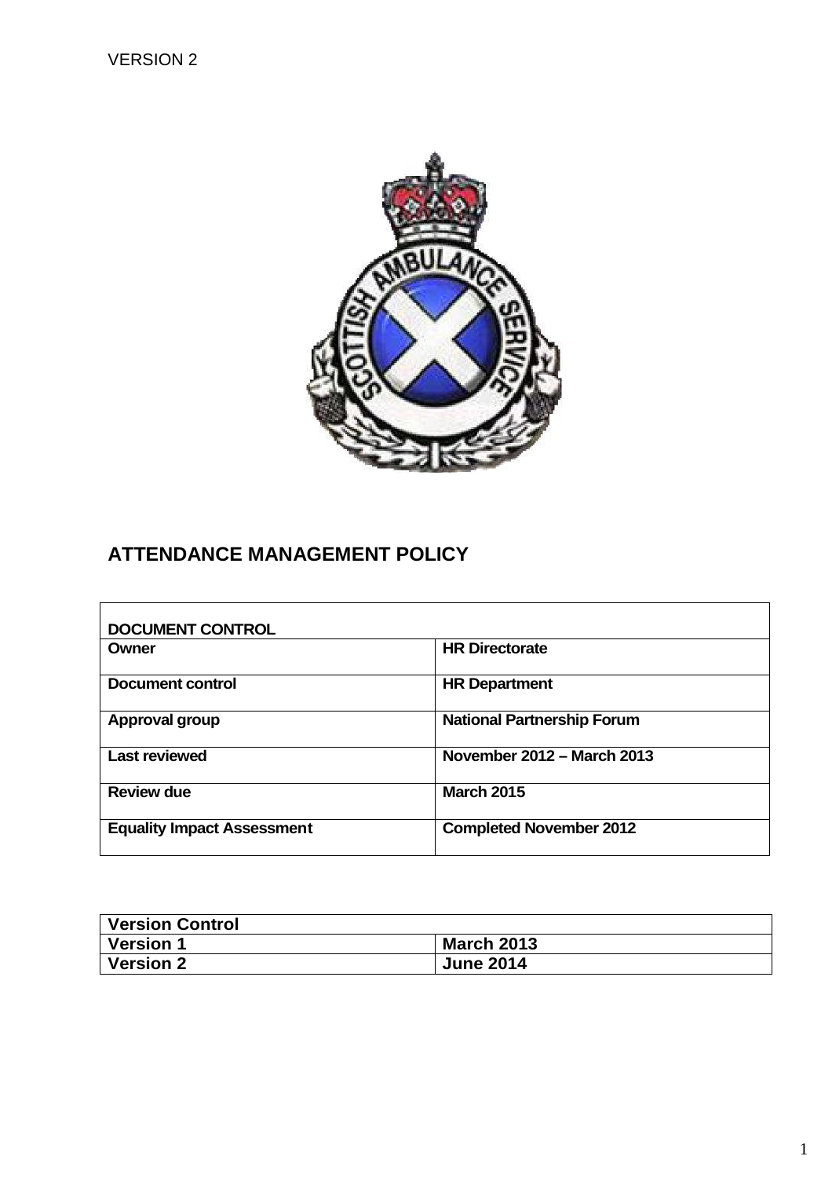VERSION 2

# ATTENDANCE MANAGEMENT POLICY

| DOCUMENT CONTROL | |
|---|---|
| **Owner** | **HR Directorate** |
| **Document control** | **HR Department** |
| **Approval group** | **National Partnership Forum** |
| **Last reviewed** | **November 2012 – March 2013** |
| **Review due** | **March 2015** |
| **Equality Impact Assessment** | **Completed November 2012** |

| **Version Control** | |
|---|---|
| **Version 1** | **March 2013** |
| **Version 2** | **June 2014** |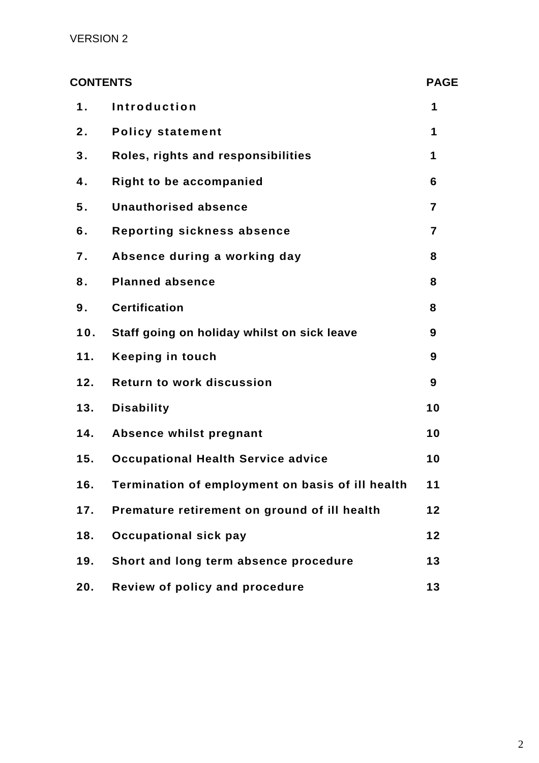VERSION 2

| CONTENTS | | PAGE |
|---|---|---|
| 1. | Introduction | 1 |
| 2. | Policy statement | 1 |
| 3. | Roles, rights and responsibilities | 1 |
| 4. | Right to be accompanied | 6 |
| 5. | Unauthorised absence | 7 |
| 6. | Reporting sickness absence | 7 |
| 7. | Absence during a working day | 8 |
| 8. | Planned absence | 8 |
| 9. | Certification | 8 |
| 10. | Staff going on holiday whilst on sick leave | 9 |
| 11. | Keeping in touch | 9 |
| 12. | Return to work discussion | 9 |
| 13. | Disability | 10 |
| 14. | Absence whilst pregnant | 10 |
| 15. | Occupational Health Service advice | 10 |
| 16. | Termination of employment on basis of ill health | 11 |
| 17. | Premature retirement on ground of ill health | 12 |
| 18. | Occupational sick pay | 12 |
| 19. | Short and long term absence procedure | 13 |
| 20. | Review of policy and procedure | 13 |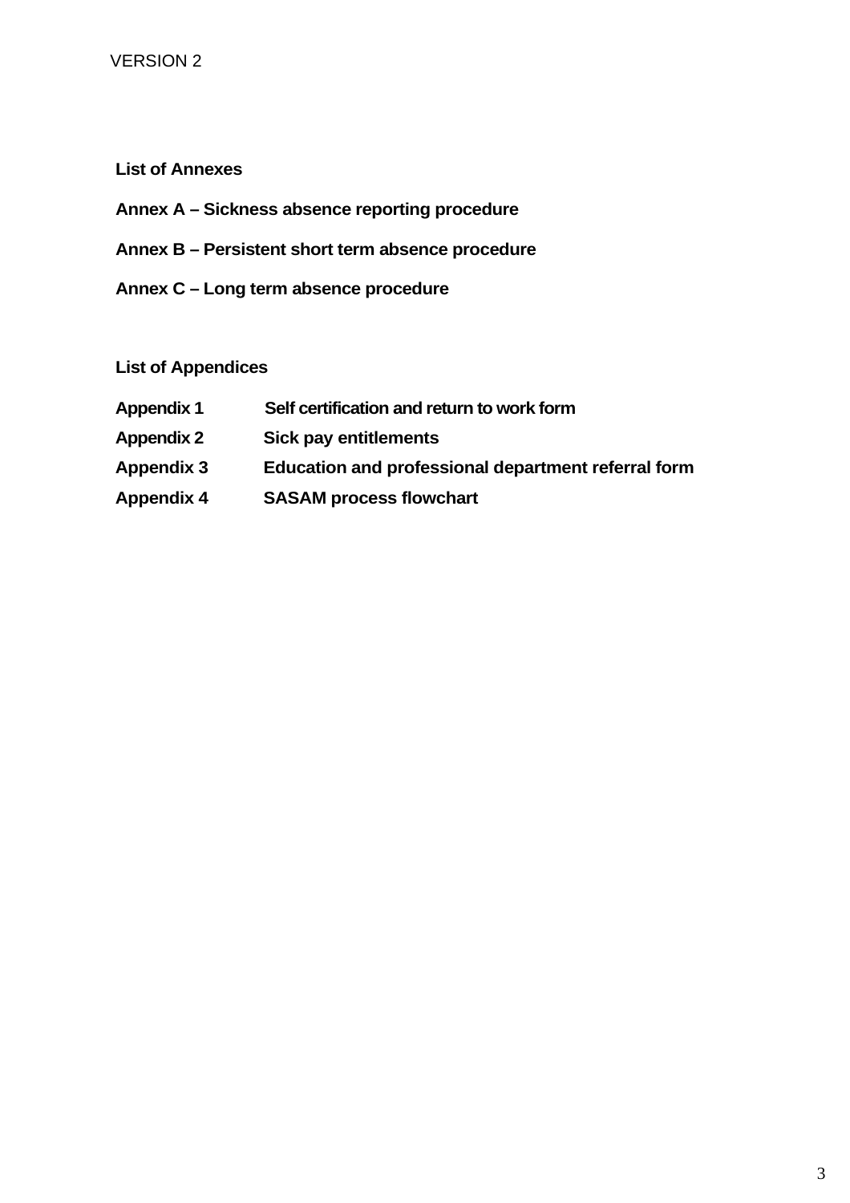VERSION 2

**List of Annexes**

**Annex A – Sickness absence reporting procedure**

**Annex B – Persistent short term absence procedure**

**Annex C – Long term absence procedure**

**List of Appendices**

| | |
|---|---|
| **Appendix 1** | **Self certification and return to work form** |
| **Appendix 2** | **Sick pay entitlements** |
| **Appendix 3** | **Education and professional department referral form** |
| **Appendix 4** | **SASAM process flowchart** |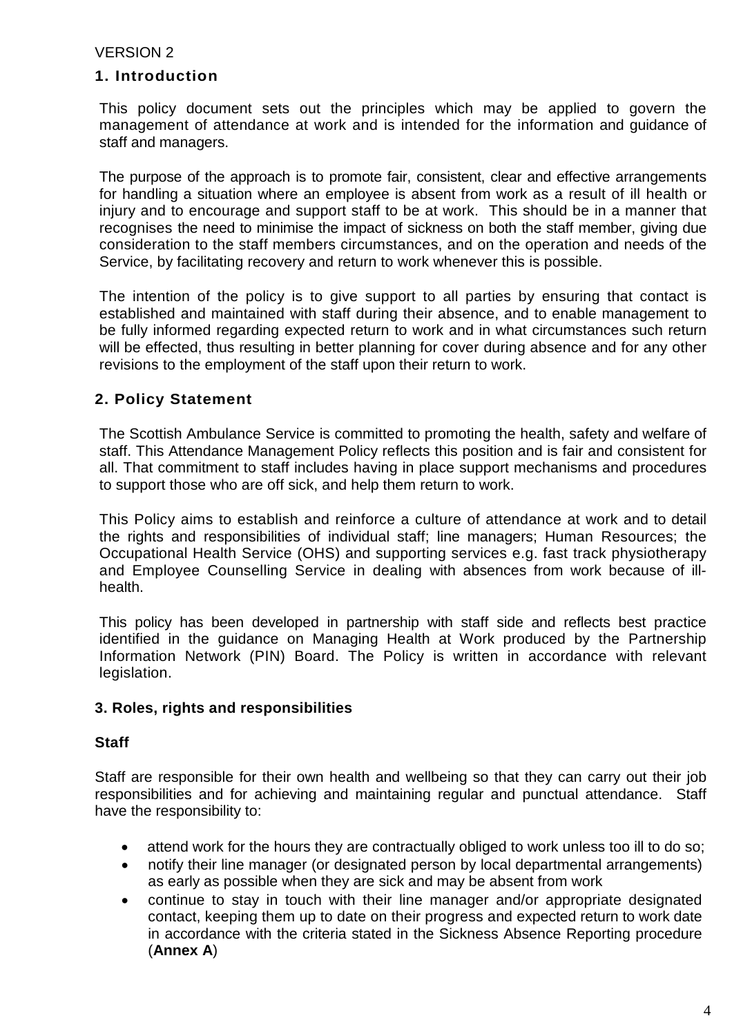VERSION 2

## 1. Introduction

This policy document sets out the principles which may be applied to govern the management of attendance at work and is intended for the information and guidance of staff and managers.

The purpose of the approach is to promote fair, consistent, clear and effective arrangements for handling a situation where an employee is absent from work as a result of ill health or injury and to encourage and support staff to be at work. This should be in a manner that recognises the need to minimise the impact of sickness on both the staff member, giving due consideration to the staff members circumstances, and on the operation and needs of the Service, by facilitating recovery and return to work whenever this is possible.

The intention of the policy is to give support to all parties by ensuring that contact is established and maintained with staff during their absence, and to enable management to be fully informed regarding expected return to work and in what circumstances such return will be effected, thus resulting in better planning for cover during absence and for any other revisions to the employment of the staff upon their return to work.

## 2. Policy Statement

The Scottish Ambulance Service is committed to promoting the health, safety and welfare of staff. This Attendance Management Policy reflects this position and is fair and consistent for all. That commitment to staff includes having in place support mechanisms and procedures to support those who are off sick, and help them return to work.

This Policy aims to establish and reinforce a culture of attendance at work and to detail the rights and responsibilities of individual staff; line managers; Human Resources; the Occupational Health Service (OHS) and supporting services e.g. fast track physiotherapy and Employee Counselling Service in dealing with absences from work because of ill-health.

This policy has been developed in partnership with staff side and reflects best practice identified in the guidance on Managing Health at Work produced by the Partnership Information Network (PIN) Board. The Policy is written in accordance with relevant legislation.

## 3. Roles, rights and responsibilities

### Staff

Staff are responsible for their own health and wellbeing so that they can carry out their job responsibilities and for achieving and maintaining regular and punctual attendance. Staff have the responsibility to:

- attend work for the hours they are contractually obliged to work unless too ill to do so;
- notify their line manager (or designated person by local departmental arrangements) as early as possible when they are sick and may be absent from work
- continue to stay in touch with their line manager and/or appropriate designated contact, keeping them up to date on their progress and expected return to work date in accordance with the criteria stated in the Sickness Absence Reporting procedure (**Annex A**)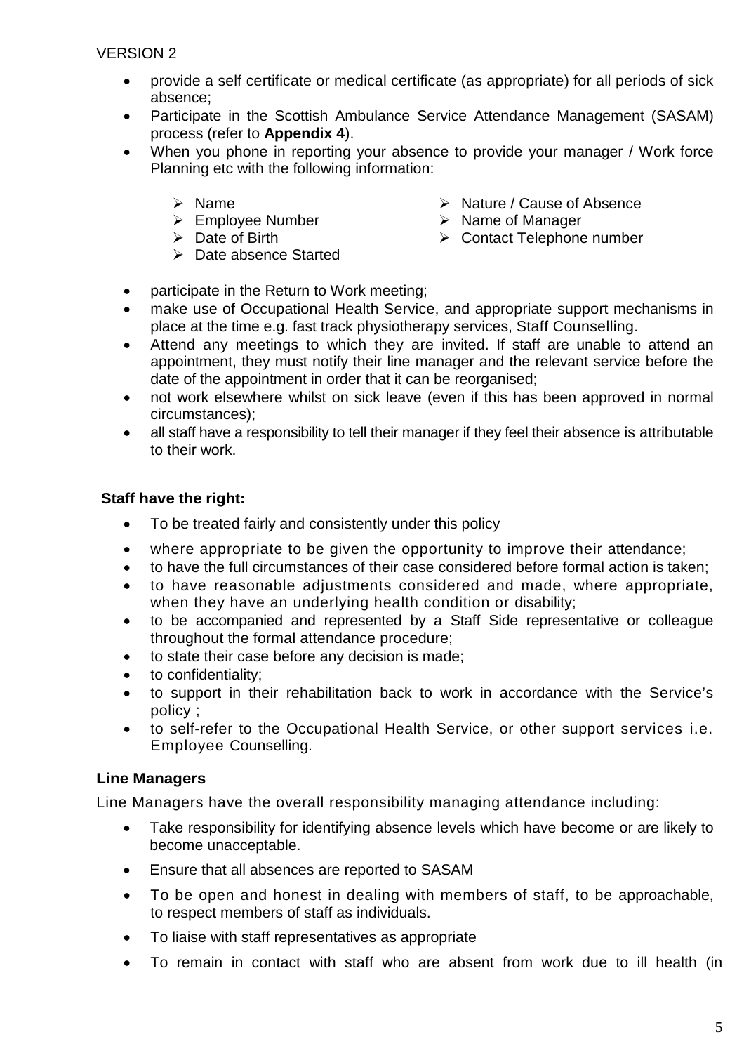VERSION 2

- provide a self certificate or medical certificate (as appropriate) for all periods of sick absence;
- Participate in the Scottish Ambulance Service Attendance Management (SASAM) process (refer to **Appendix 4**).
- When you phone in reporting your absence to provide your manager / Work force Planning etc with the following information:
  - Name
  - Employee Number
  - Date of Birth
  - Date absence Started
  - Nature / Cause of Absence
  - Name of Manager
  - Contact Telephone number
- participate in the Return to Work meeting;
- make use of Occupational Health Service, and appropriate support mechanisms in place at the time e.g. fast track physiotherapy services, Staff Counselling.
- Attend any meetings to which they are invited. If staff are unable to attend an appointment, they must notify their line manager and the relevant service before the date of the appointment in order that it can be reorganised;
- not work elsewhere whilst on sick leave (even if this has been approved in normal circumstances);
- all staff have a responsibility to tell their manager if they feel their absence is attributable to their work.

**Staff have the right:**

- To be treated fairly and consistently under this policy
- where appropriate to be given the opportunity to improve their attendance;
- to have the full circumstances of their case considered before formal action is taken;
- to have reasonable adjustments considered and made, where appropriate, when they have an underlying health condition or disability;
- to be accompanied and represented by a Staff Side representative or colleague throughout the formal attendance procedure;
- to state their case before any decision is made;
- to confidentiality;
- to support in their rehabilitation back to work in accordance with the Service's policy ;
- to self-refer to the Occupational Health Service, or other support services i.e. Employee Counselling.

**Line Managers**

Line Managers have the overall responsibility managing attendance including:

- Take responsibility for identifying absence levels which have become or are likely to become unacceptable.
- Ensure that all absences are reported to SASAM
- To be open and honest in dealing with members of staff, to be approachable, to respect members of staff as individuals.
- To liaise with staff representatives as appropriate
- To remain in contact with staff who are absent from work due to ill health (in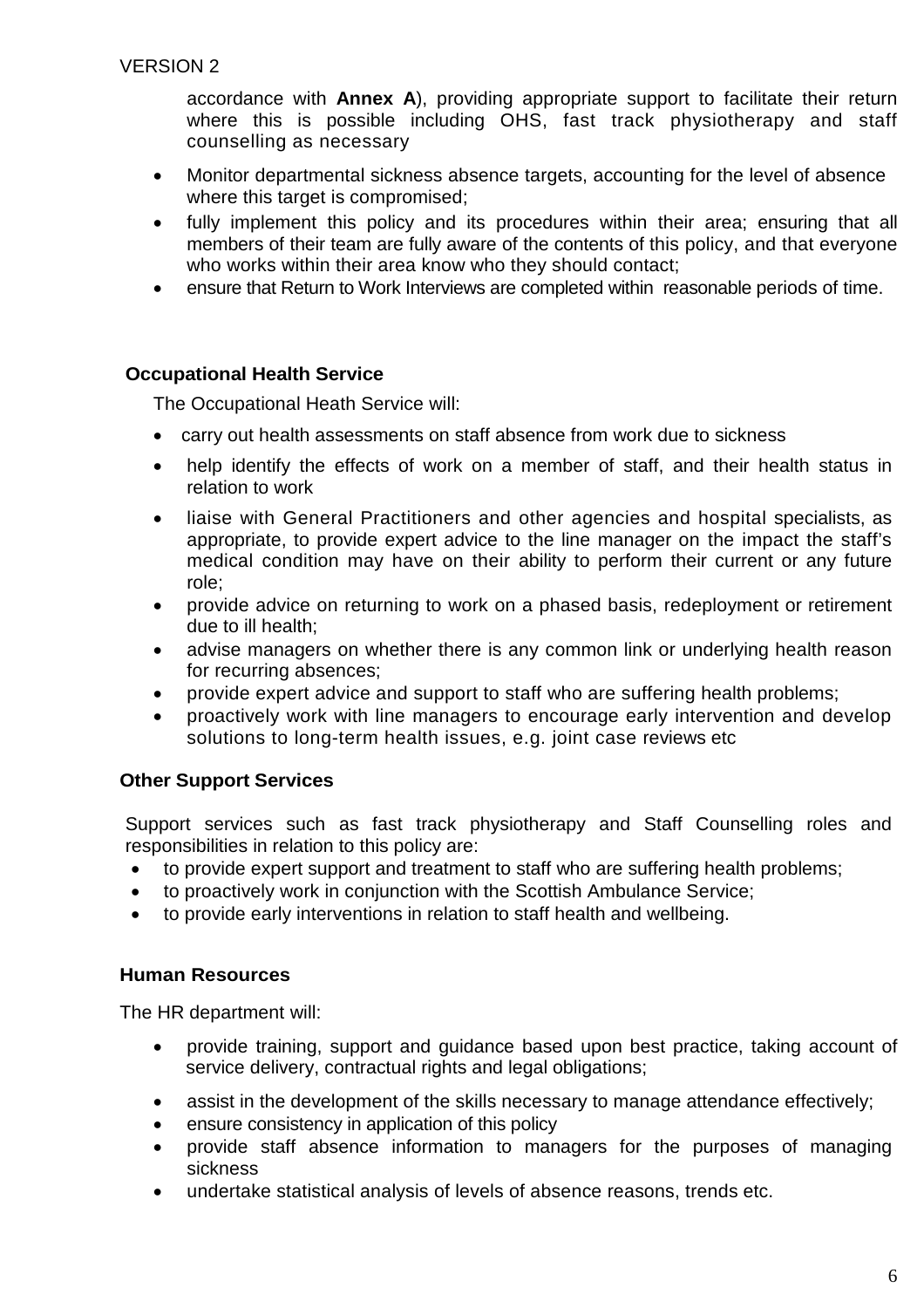accordance with **Annex A**), providing appropriate support to facilitate their return where this is possible including OHS, fast track physiotherapy and staff counselling as necessary

- Monitor departmental sickness absence targets, accounting for the level of absence where this target is compromised;
- fully implement this policy and its procedures within their area; ensuring that all members of their team are fully aware of the contents of this policy, and that everyone who works within their area know who they should contact;
- ensure that Return to Work Interviews are completed within reasonable periods of time.

**Occupational Health Service**

The Occupational Heath Service will:

- carry out health assessments on staff absence from work due to sickness
- help identify the effects of work on a member of staff, and their health status in relation to work
- liaise with General Practitioners and other agencies and hospital specialists, as appropriate, to provide expert advice to the line manager on the impact the staff's medical condition may have on their ability to perform their current or any future role;
- provide advice on returning to work on a phased basis, redeployment or retirement due to ill health;
- advise managers on whether there is any common link or underlying health reason for recurring absences;
- provide expert advice and support to staff who are suffering health problems;
- proactively work with line managers to encourage early intervention and develop solutions to long-term health issues, e.g. joint case reviews etc

**Other Support Services**

Support services such as fast track physiotherapy and Staff Counselling roles and responsibilities in relation to this policy are:

- to provide expert support and treatment to staff who are suffering health problems;
- to proactively work in conjunction with the Scottish Ambulance Service;
- to provide early interventions in relation to staff health and wellbeing.

**Human Resources**

The HR department will:

- provide training, support and guidance based upon best practice, taking account of service delivery, contractual rights and legal obligations;
- assist in the development of the skills necessary to manage attendance effectively;
- ensure consistency in application of this policy
- provide staff absence information to managers for the purposes of managing sickness
- undertake statistical analysis of levels of absence reasons, trends etc.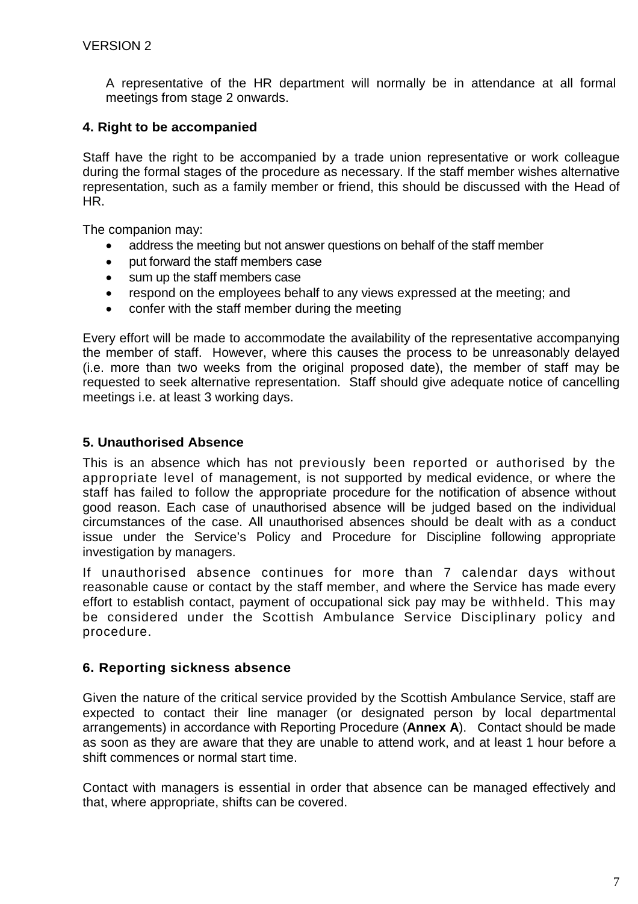A representative of the HR department will normally be in attendance at all formal meetings from stage 2 onwards.

## 4. Right to be accompanied

Staff have the right to be accompanied by a trade union representative or work colleague during the formal stages of the procedure as necessary. If the staff member wishes alternative representation, such as a family member or friend, this should be discussed with the Head of HR.

The companion may:

- address the meeting but not answer questions on behalf of the staff member
- put forward the staff members case
- sum up the staff members case
- respond on the employees behalf to any views expressed at the meeting; and
- confer with the staff member during the meeting

Every effort will be made to accommodate the availability of the representative accompanying the member of staff. However, where this causes the process to be unreasonably delayed (i.e. more than two weeks from the original proposed date), the member of staff may be requested to seek alternative representation. Staff should give adequate notice of cancelling meetings i.e. at least 3 working days.

## 5. Unauthorised Absence

This is an absence which has not previously been reported or authorised by the appropriate level of management, is not supported by medical evidence, or where the staff has failed to follow the appropriate procedure for the notification of absence without good reason. Each case of unauthorised absence will be judged based on the individual circumstances of the case. All unauthorised absences should be dealt with as a conduct issue under the Service's Policy and Procedure for Discipline following appropriate investigation by managers.

If unauthorised absence continues for more than 7 calendar days without reasonable cause or contact by the staff member, and where the Service has made every effort to establish contact, payment of occupational sick pay may be withheld. This may be considered under the Scottish Ambulance Service Disciplinary policy and procedure.

## 6. Reporting sickness absence

Given the nature of the critical service provided by the Scottish Ambulance Service, staff are expected to contact their line manager (or designated person by local departmental arrangements) in accordance with Reporting Procedure (**Annex A**). Contact should be made as soon as they are aware that they are unable to attend work, and at least 1 hour before a shift commences or normal start time.

Contact with managers is essential in order that absence can be managed effectively and that, where appropriate, shifts can be covered.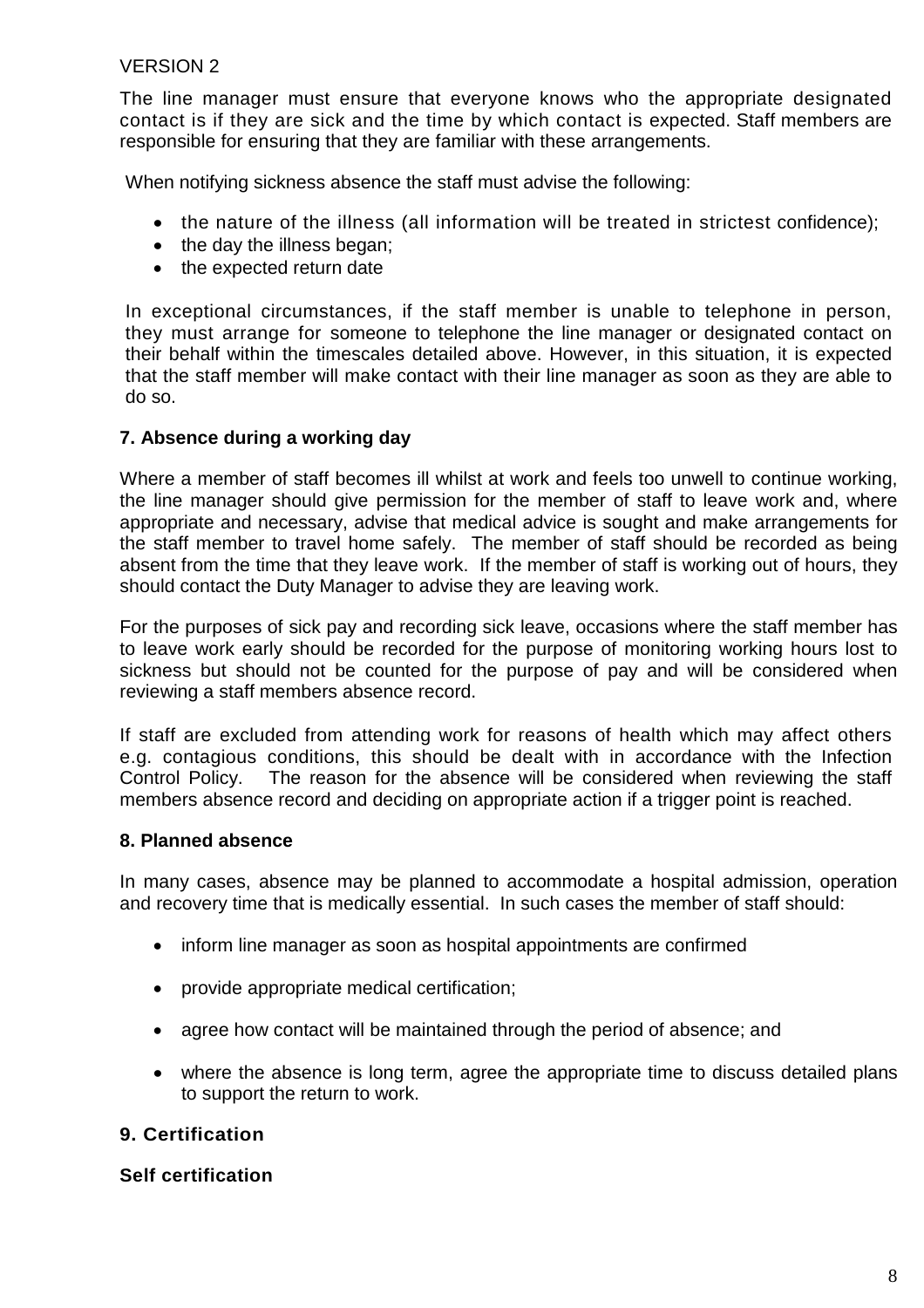VERSION 2

The line manager must ensure that everyone knows who the appropriate designated contact is if they are sick and the time by which contact is expected. Staff members are responsible for ensuring that they are familiar with these arrangements.

When notifying sickness absence the staff must advise the following:

- the nature of the illness (all information will be treated in strictest confidence);
- the day the illness began;
- the expected return date

In exceptional circumstances, if the staff member is unable to telephone in person, they must arrange for someone to telephone the line manager or designated contact on their behalf within the timescales detailed above. However, in this situation, it is expected that the staff member will make contact with their line manager as soon as they are able to do so.

### 7. Absence during a working day

Where a member of staff becomes ill whilst at work and feels too unwell to continue working, the line manager should give permission for the member of staff to leave work and, where appropriate and necessary, advise that medical advice is sought and make arrangements for the staff member to travel home safely. The member of staff should be recorded as being absent from the time that they leave work. If the member of staff is working out of hours, they should contact the Duty Manager to advise they are leaving work.

For the purposes of sick pay and recording sick leave, occasions where the staff member has to leave work early should be recorded for the purpose of monitoring working hours lost to sickness but should not be counted for the purpose of pay and will be considered when reviewing a staff members absence record.

If staff are excluded from attending work for reasons of health which may affect others e.g. contagious conditions, this should be dealt with in accordance with the Infection Control Policy. The reason for the absence will be considered when reviewing the staff members absence record and deciding on appropriate action if a trigger point is reached.

### 8. Planned absence

In many cases, absence may be planned to accommodate a hospital admission, operation and recovery time that is medically essential. In such cases the member of staff should:

- inform line manager as soon as hospital appointments are confirmed
- provide appropriate medical certification;
- agree how contact will be maintained through the period of absence; and
- where the absence is long term, agree the appropriate time to discuss detailed plans to support the return to work.

### 9. Certification

#### Self certification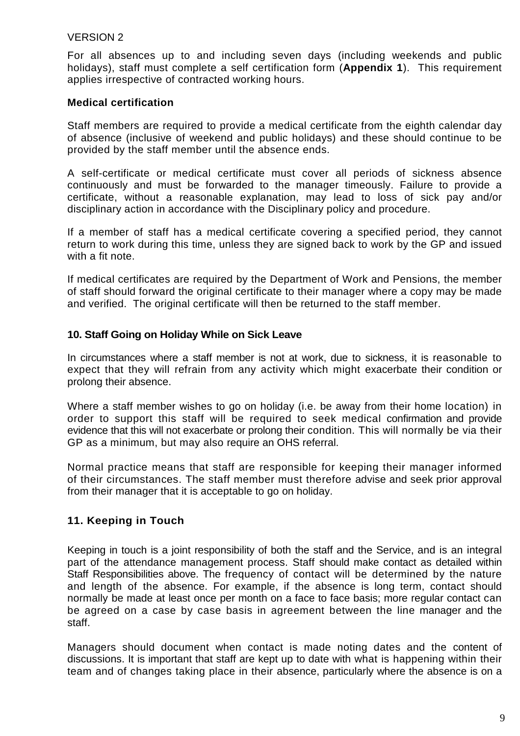VERSION 2

For all absences up to and including seven days (including weekends and public holidays), staff must complete a self certification form (**Appendix 1**). This requirement applies irrespective of contracted working hours.

**Medical certification**

Staff members are required to provide a medical certificate from the eighth calendar day of absence (inclusive of weekend and public holidays) and these should continue to be provided by the staff member until the absence ends.

A self-certificate or medical certificate must cover all periods of sickness absence continuously and must be forwarded to the manager timeously. Failure to provide a certificate, without a reasonable explanation, may lead to loss of sick pay and/or disciplinary action in accordance with the Disciplinary policy and procedure.

If a member of staff has a medical certificate covering a specified period, they cannot return to work during this time, unless they are signed back to work by the GP and issued with a fit note.

If medical certificates are required by the Department of Work and Pensions, the member of staff should forward the original certificate to their manager where a copy may be made and verified. The original certificate will then be returned to the staff member.

## 10. Staff Going on Holiday While on Sick Leave

In circumstances where a staff member is not at work, due to sickness, it is reasonable to expect that they will refrain from any activity which might exacerbate their condition or prolong their absence.

Where a staff member wishes to go on holiday (i.e. be away from their home location) in order to support this staff will be required to seek medical confirmation and provide evidence that this will not exacerbate or prolong their condition. This will normally be via their GP as a minimum, but may also require an OHS referral.

Normal practice means that staff are responsible for keeping their manager informed of their circumstances. The staff member must therefore advise and seek prior approval from their manager that it is acceptable to go on holiday.

## 11. Keeping in Touch

Keeping in touch is a joint responsibility of both the staff and the Service, and is an integral part of the attendance management process. Staff should make contact as detailed within Staff Responsibilities above. The frequency of contact will be determined by the nature and length of the absence. For example, if the absence is long term, contact should normally be made at least once per month on a face to face basis; more regular contact can be agreed on a case by case basis in agreement between the line manager and the staff.

Managers should document when contact is made noting dates and the content of discussions. It is important that staff are kept up to date with what is happening within their team and of changes taking place in their absence, particularly where the absence is on a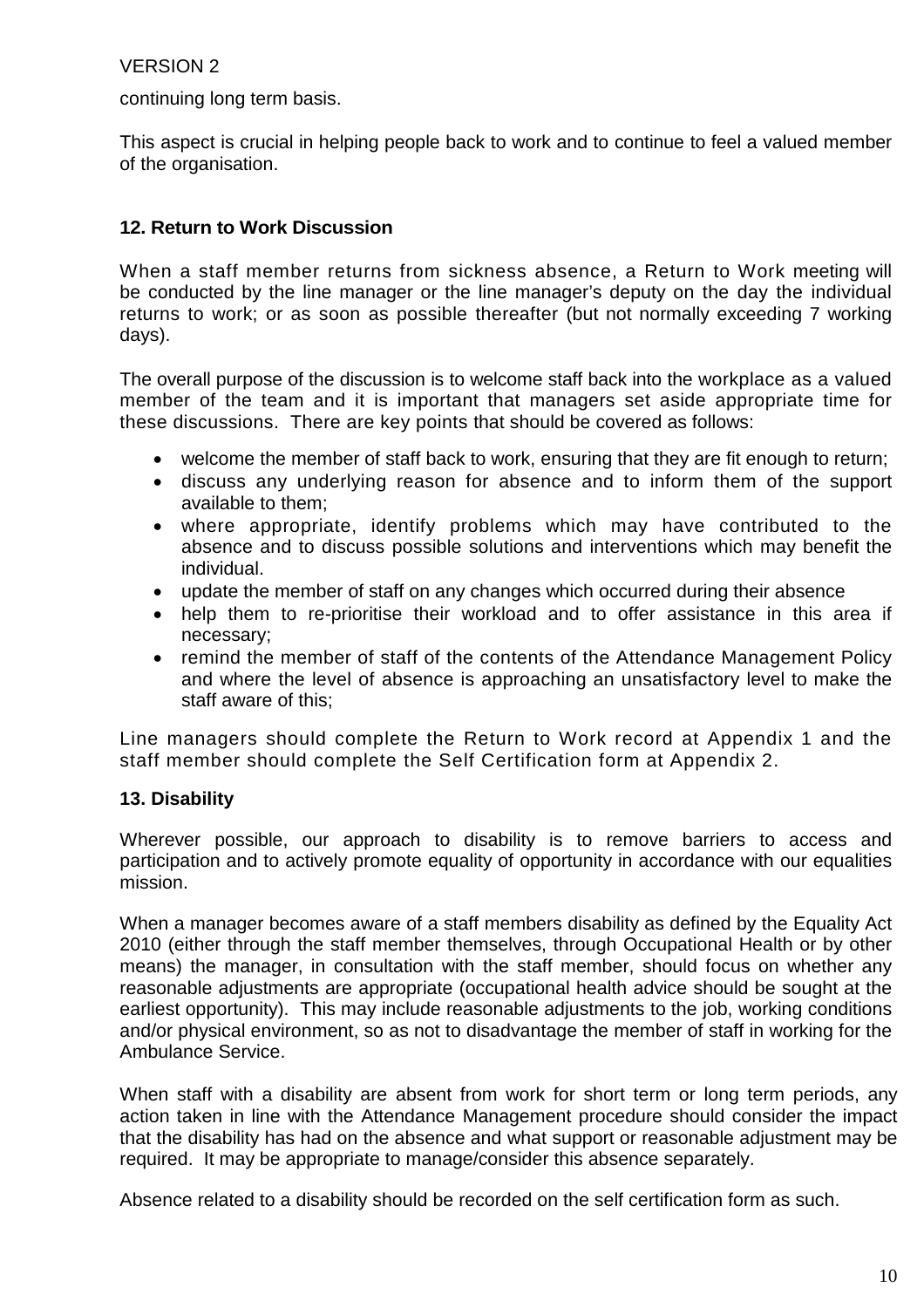continuing long term basis.

This aspect is crucial in helping people back to work and to continue to feel a valued member of the organisation.

**12. Return to Work Discussion**

When a staff member returns from sickness absence, a Return to Work meeting will be conducted by the line manager or the line manager's deputy on the day the individual returns to work; or as soon as possible thereafter (but not normally exceeding 7 working days).

The overall purpose of the discussion is to welcome staff back into the workplace as a valued member of the team and it is important that managers set aside appropriate time for these discussions. There are key points that should be covered as follows:

- welcome the member of staff back to work, ensuring that they are fit enough to return;
- discuss any underlying reason for absence and to inform them of the support available to them;
- where appropriate, identify problems which may have contributed to the absence and to discuss possible solutions and interventions which may benefit the individual.
- update the member of staff on any changes which occurred during their absence
- help them to re-prioritise their workload and to offer assistance in this area if necessary;
- remind the member of staff of the contents of the Attendance Management Policy and where the level of absence is approaching an unsatisfactory level to make the staff aware of this;

Line managers should complete the Return to Work record at Appendix 1 and the staff member should complete the Self Certification form at Appendix 2.

**13. Disability**

Wherever possible, our approach to disability is to remove barriers to access and participation and to actively promote equality of opportunity in accordance with our equalities mission.

When a manager becomes aware of a staff members disability as defined by the Equality Act 2010 (either through the staff member themselves, through Occupational Health or by other means) the manager, in consultation with the staff member, should focus on whether any reasonable adjustments are appropriate (occupational health advice should be sought at the earliest opportunity). This may include reasonable adjustments to the job, working conditions and/or physical environment, so as not to disadvantage the member of staff in working for the Ambulance Service.

When staff with a disability are absent from work for short term or long term periods, any action taken in line with the Attendance Management procedure should consider the impact that the disability has had on the absence and what support or reasonable adjustment may be required. It may be appropriate to manage/consider this absence separately.

Absence related to a disability should be recorded on the self certification form as such.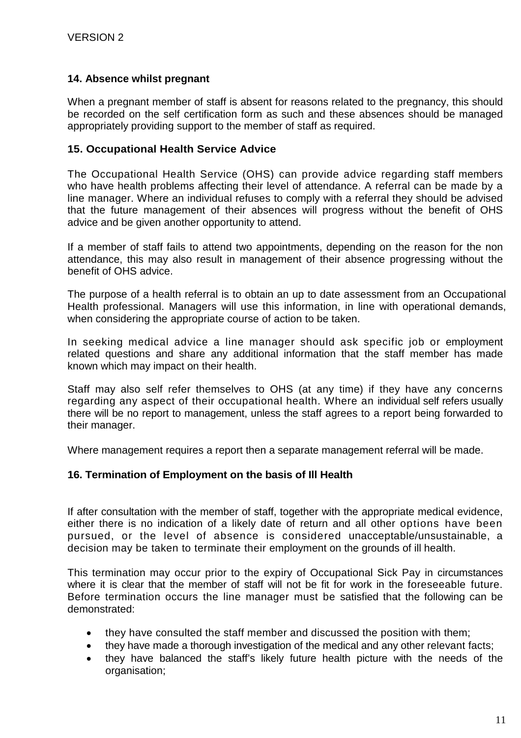## 14. Absence whilst pregnant

When a pregnant member of staff is absent for reasons related to the pregnancy, this should be recorded on the self certification form as such and these absences should be managed appropriately providing support to the member of staff as required.

## 15. Occupational Health Service Advice

The Occupational Health Service (OHS) can provide advice regarding staff members who have health problems affecting their level of attendance. A referral can be made by a line manager. Where an individual refuses to comply with a referral they should be advised that the future management of their absences will progress without the benefit of OHS advice and be given another opportunity to attend.

If a member of staff fails to attend two appointments, depending on the reason for the non attendance, this may also result in management of their absence progressing without the benefit of OHS advice.

The purpose of a health referral is to obtain an up to date assessment from an Occupational Health professional. Managers will use this information, in line with operational demands, when considering the appropriate course of action to be taken.

In seeking medical advice a line manager should ask specific job or employment related questions and share any additional information that the staff member has made known which may impact on their health.

Staff may also self refer themselves to OHS (at any time) if they have any concerns regarding any aspect of their occupational health. Where an individual self refers usually there will be no report to management, unless the staff agrees to a report being forwarded to their manager.

Where management requires a report then a separate management referral will be made.

## 16. Termination of Employment on the basis of Ill Health

If after consultation with the member of staff, together with the appropriate medical evidence, either there is no indication of a likely date of return and all other options have been pursued, or the level of absence is considered unacceptable/unsustainable, a decision may be taken to terminate their employment on the grounds of ill health.

This termination may occur prior to the expiry of Occupational Sick Pay in circumstances where it is clear that the member of staff will not be fit for work in the foreseeable future. Before termination occurs the line manager must be satisfied that the following can be demonstrated:

- they have consulted the staff member and discussed the position with them;
- they have made a thorough investigation of the medical and any other relevant facts;
- they have balanced the staff's likely future health picture with the needs of the organisation;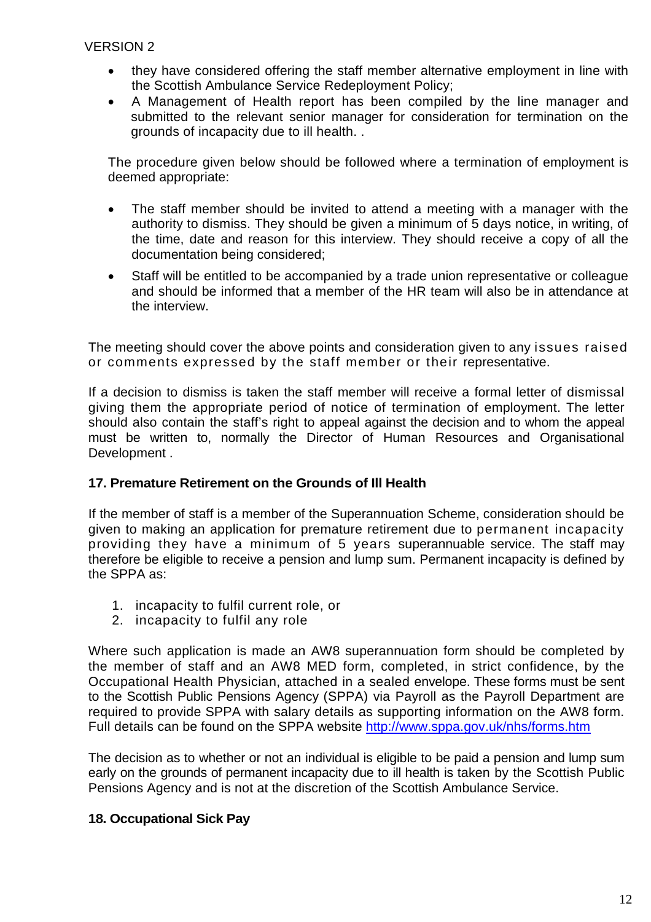- they have considered offering the staff member alternative employment in line with the Scottish Ambulance Service Redeployment Policy;
- A Management of Health report has been compiled by the line manager and submitted to the relevant senior manager for consideration for termination on the grounds of incapacity due to ill health. .

The procedure given below should be followed where a termination of employment is deemed appropriate:

- The staff member should be invited to attend a meeting with a manager with the authority to dismiss. They should be given a minimum of 5 days notice, in writing, of the time, date and reason for this interview. They should receive a copy of all the documentation being considered;
- Staff will be entitled to be accompanied by a trade union representative or colleague and should be informed that a member of the HR team will also be in attendance at the interview.

The meeting should cover the above points and consideration given to any issues raised or comments expressed by the staff member or their representative.

If a decision to dismiss is taken the staff member will receive a formal letter of dismissal giving them the appropriate period of notice of termination of employment. The letter should also contain the staff's right to appeal against the decision and to whom the appeal must be written to, normally the Director of Human Resources and Organisational Development .

## 17. Premature Retirement on the Grounds of Ill Health

If the member of staff is a member of the Superannuation Scheme, consideration should be given to making an application for premature retirement due to permanent incapacity providing they have a minimum of 5 years superannuable service. The staff may therefore be eligible to receive a pension and lump sum. Permanent incapacity is defined by the SPPA as:

1. incapacity to fulfil current role, or
2. incapacity to fulfil any role

Where such application is made an AW8 superannuation form should be completed by the member of staff and an AW8 MED form, completed, in strict confidence, by the Occupational Health Physician, attached in a sealed envelope. These forms must be sent to the Scottish Public Pensions Agency (SPPA) via Payroll as the Payroll Department are required to provide SPPA with salary details as supporting information on the AW8 form. Full details can be found on the SPPA website http://www.sppa.gov.uk/nhs/forms.htm

The decision as to whether or not an individual is eligible to be paid a pension and lump sum early on the grounds of permanent incapacity due to ill health is taken by the Scottish Public Pensions Agency and is not at the discretion of the Scottish Ambulance Service.

## 18. Occupational Sick Pay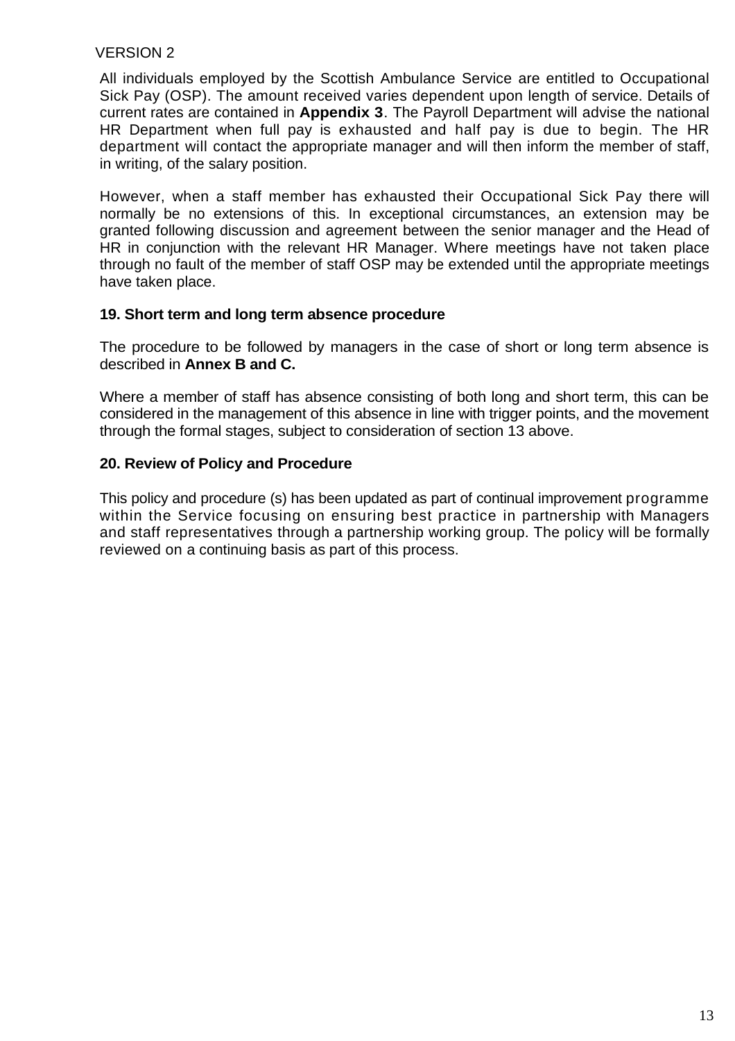All individuals employed by the Scottish Ambulance Service are entitled to Occupational Sick Pay (OSP). The amount received varies dependent upon length of service. Details of current rates are contained in **Appendix 3**. The Payroll Department will advise the national HR Department when full pay is exhausted and half pay is due to begin. The HR department will contact the appropriate manager and will then inform the member of staff, in writing, of the salary position.

However, when a staff member has exhausted their Occupational Sick Pay there will normally be no extensions of this. In exceptional circumstances, an extension may be granted following discussion and agreement between the senior manager and the Head of HR in conjunction with the relevant HR Manager. Where meetings have not taken place through no fault of the member of staff OSP may be extended until the appropriate meetings have taken place.

## 19. Short term and long term absence procedure

The procedure to be followed by managers in the case of short or long term absence is described in **Annex B and C.**

Where a member of staff has absence consisting of both long and short term, this can be considered in the management of this absence in line with trigger points, and the movement through the formal stages, subject to consideration of section 13 above.

## 20. Review of Policy and Procedure

This policy and procedure (s) has been updated as part of continual improvement programme within the Service focusing on ensuring best practice in partnership with Managers and staff representatives through a partnership working group. The policy will be formally reviewed on a continuing basis as part of this process.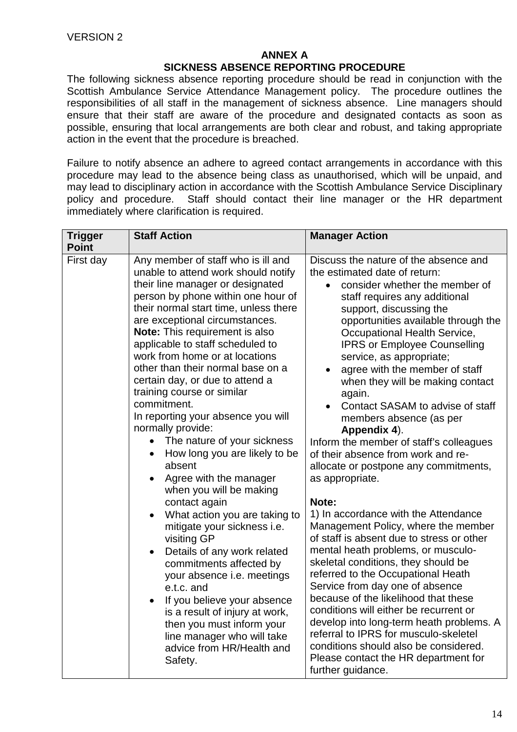VERSION 2

## ANNEX A
## SICKNESS ABSENCE REPORTING PROCEDURE

The following sickness absence reporting procedure should be read in conjunction with the Scottish Ambulance Service Attendance Management policy. The procedure outlines the responsibilities of all staff in the management of sickness absence. Line managers should ensure that their staff are aware of the procedure and designated contacts as soon as possible, ensuring that local arrangements are both clear and robust, and taking appropriate action in the event that the procedure is breached.

Failure to notify absence an adhere to agreed contact arrangements in accordance with this procedure may lead to the absence being class as unauthorised, which will be unpaid, and may lead to disciplinary action in accordance with the Scottish Ambulance Service Disciplinary policy and procedure. Staff should contact their line manager or the HR department immediately where clarification is required.

| Trigger Point | Staff Action | Manager Action |
|---|---|---|
| First day | Any member of staff who is ill and unable to attend work should notify their line manager or designated person by phone within one hour of their normal start time, unless there are exceptional circumstances.<br>**Note:** This requirement is also applicable to staff scheduled to work from home or at locations other than their normal base on a certain day, or due to attend a training course or similar commitment.<br>In reporting your absence you will normally provide:<br>• The nature of your sickness<br>• How long you are likely to be absent<br>• Agree with the manager when you will be making contact again<br>• What action you are taking to mitigate your sickness i.e. visiting GP<br>• Details of any work related commitments affected by your absence i.e. meetings e.t.c. and<br>• If you believe your absence is a result of injury at work, then you must inform your line manager who will take advice from HR/Health and Safety. | Discuss the nature of the absence and the estimated date of return:<br>• consider whether the member of staff requires any additional support, discussing the opportunities available through the Occupational Health Service, IPRS or Employee Counselling service, as appropriate;<br>• agree with the member of staff when they will be making contact again.<br>• Contact SASAM to advise of staff members absence (as per **Appendix 4**).<br>Inform the member of staff's colleagues of their absence from work and re-allocate or postpone any commitments, as appropriate.<br><br>**Note:**<br>1) In accordance with the Attendance Management Policy, where the member of staff is absent due to stress or other mental heath problems, or musculo-skeletal conditions, they should be referred to the Occupational Heath Service from day one of absence because of the likelihood that these conditions will either be recurrent or develop into long-term heath problems. A referral to IPRS for musculo-skeletel conditions should also be considered. Please contact the HR department for further guidance. |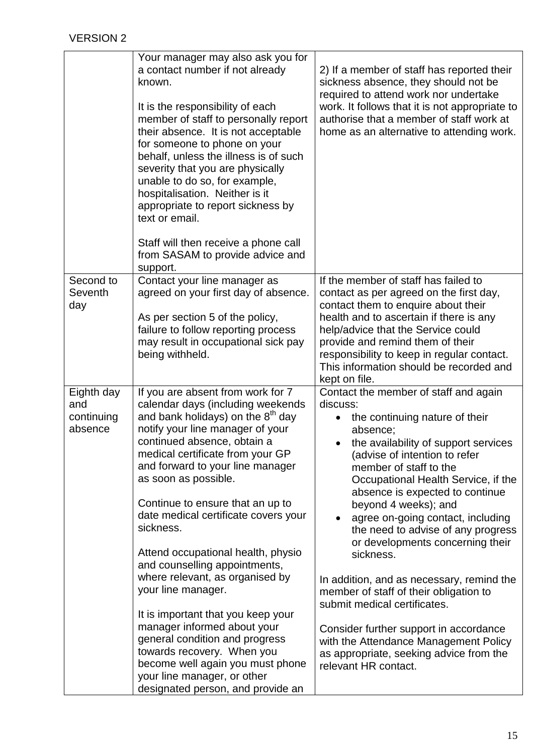VERSION 2

| | | |
|---|---|---|
| | Your manager may also ask you for a contact number if not already known.<br><br>It is the responsibility of each member of staff to personally report their absence. It is not acceptable for someone to phone on your behalf, unless the illness is of such severity that you are physically unable to do so, for example, hospitalisation. Neither is it appropriate to report sickness by text or email.<br><br>Staff will then receive a phone call from SASAM to provide advice and support. | 2) If a member of staff has reported their sickness absence, they should not be required to attend work nor undertake work. It follows that it is not appropriate to authorise that a member of staff work at home as an alternative to attending work. |
| Second to Seventh day | Contact your line manager as agreed on your first day of absence.<br><br>As per section 5 of the policy, failure to follow reporting process may result in occupational sick pay being withheld. | If the member of staff has failed to contact as per agreed on the first day, contact them to enquire about their health and to ascertain if there is any help/advice that the Service could provide and remind them of their responsibility to keep in regular contact. This information should be recorded and kept on file. |
| Eighth day and continuing absence | If you are absent from work for 7 calendar days (including weekends and bank holidays) on the 8th day notify your line manager of your continued absence, obtain a medical certificate from your GP and forward to your line manager as soon as possible.<br><br>Continue to ensure that an up to date medical certificate covers your sickness.<br><br>Attend occupational health, physio and counselling appointments, where relevant, as organised by your line manager.<br><br>It is important that you keep your manager informed about your general condition and progress towards recovery. When you become well again you must phone your line manager, or other designated person, and provide an | Contact the member of staff and again discuss:<br>• the continuing nature of their absence;<br>• the availability of support services (advise of intention to refer member of staff to the Occupational Health Service, if the absence is expected to continue beyond 4 weeks); and<br>• agree on-going contact, including the need to advise of any progress or developments concerning their sickness.<br><br>In addition, and as necessary, remind the member of staff of their obligation to submit medical certificates.<br><br>Consider further support in accordance with the Attendance Management Policy as appropriate, seeking advice from the relevant HR contact. |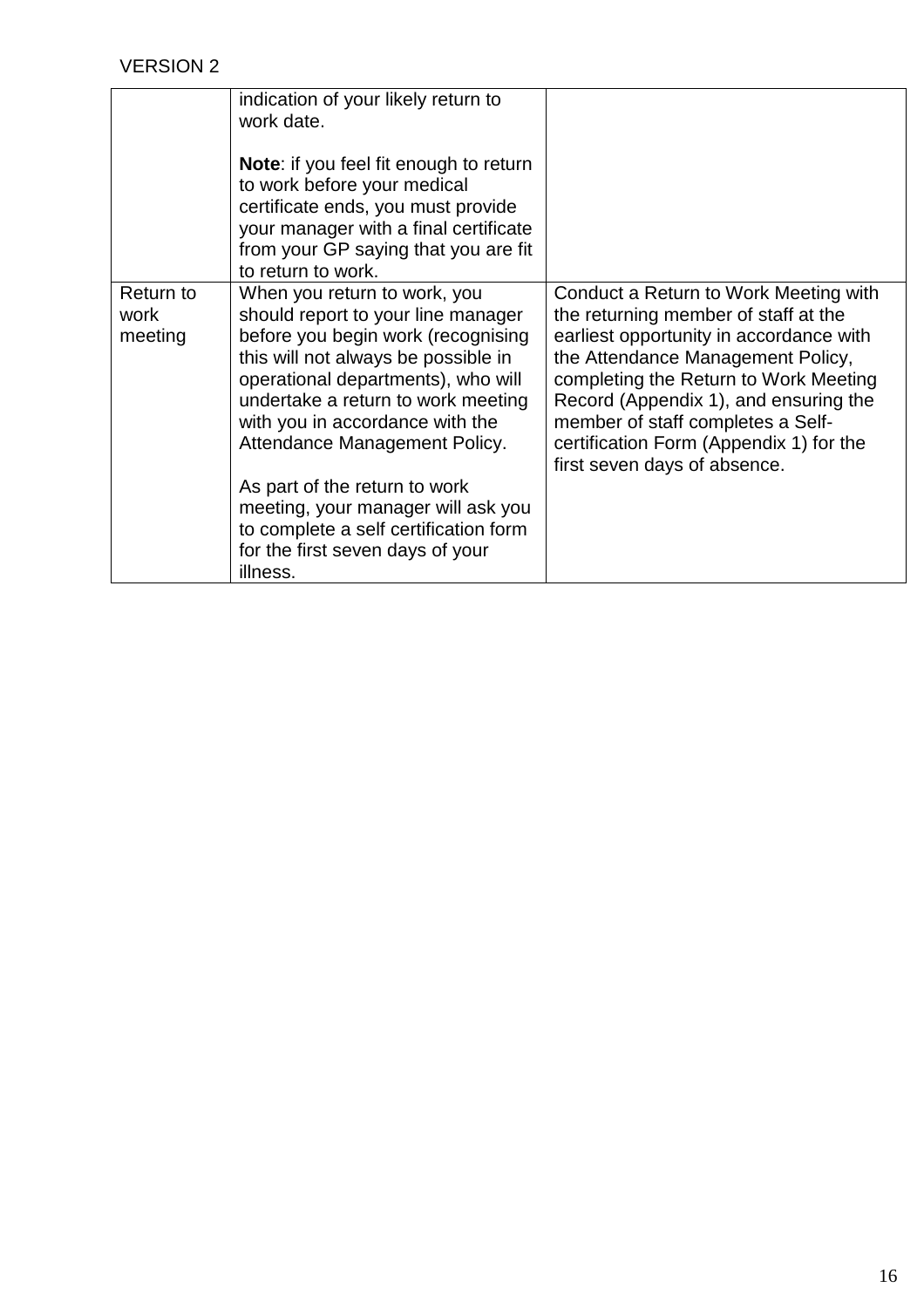VERSION 2

| | | |
|---|---|---|
| | indication of your likely return to work date.<br><br>**Note**: if you feel fit enough to return to work before your medical certificate ends, you must provide your manager with a final certificate from your GP saying that you are fit to return to work. | |
| Return to work meeting | When you return to work, you should report to your line manager before you begin work (recognising this will not always be possible in operational departments), who will undertake a return to work meeting with you in accordance with the Attendance Management Policy.<br><br>As part of the return to work meeting, your manager will ask you to complete a self certification form for the first seven days of your illness. | Conduct a Return to Work Meeting with the returning member of staff at the earliest opportunity in accordance with the Attendance Management Policy, completing the Return to Work Meeting Record (Appendix 1), and ensuring the member of staff completes a Self-certification Form (Appendix 1) for the first seven days of absence. |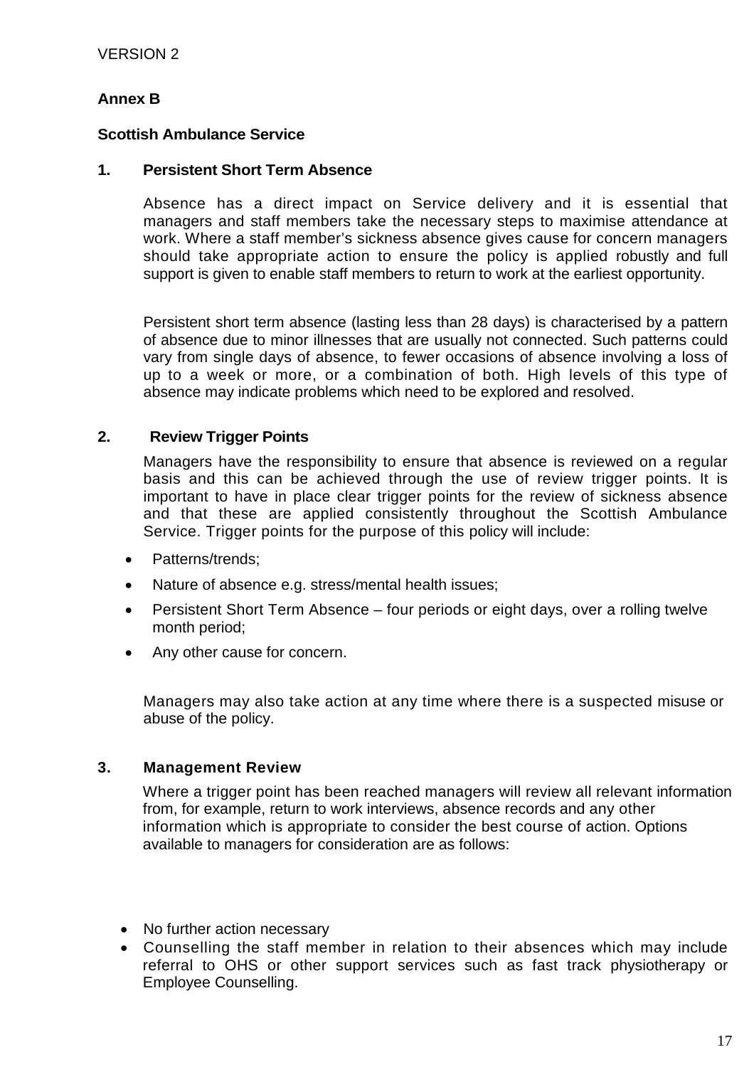VERSION 2

**Annex B**

**Scottish Ambulance Service**

## 1. Persistent Short Term Absence

Absence has a direct impact on Service delivery and it is essential that managers and staff members take the necessary steps to maximise attendance at work. Where a staff member's sickness absence gives cause for concern managers should take appropriate action to ensure the policy is applied robustly and full support is given to enable staff members to return to work at the earliest opportunity.

Persistent short term absence (lasting less than 28 days) is characterised by a pattern of absence due to minor illnesses that are usually not connected. Such patterns could vary from single days of absence, to fewer occasions of absence involving a loss of up to a week or more, or a combination of both. High levels of this type of absence may indicate problems which need to be explored and resolved.

## 2. Review Trigger Points

Managers have the responsibility to ensure that absence is reviewed on a regular basis and this can be achieved through the use of review trigger points. It is important to have in place clear trigger points for the review of sickness absence and that these are applied consistently throughout the Scottish Ambulance Service. Trigger points for the purpose of this policy will include:

- Patterns/trends;
- Nature of absence e.g. stress/mental health issues;
- Persistent Short Term Absence – four periods or eight days, over a rolling twelve month period;
- Any other cause for concern.

Managers may also take action at any time where there is a suspected misuse or abuse of the policy.

## 3. Management Review

Where a trigger point has been reached managers will review all relevant information from, for example, return to work interviews, absence records and any other information which is appropriate to consider the best course of action. Options available to managers for consideration are as follows:

- No further action necessary
- Counselling the staff member in relation to their absences which may include referral to OHS or other support services such as fast track physiotherapy or Employee Counselling.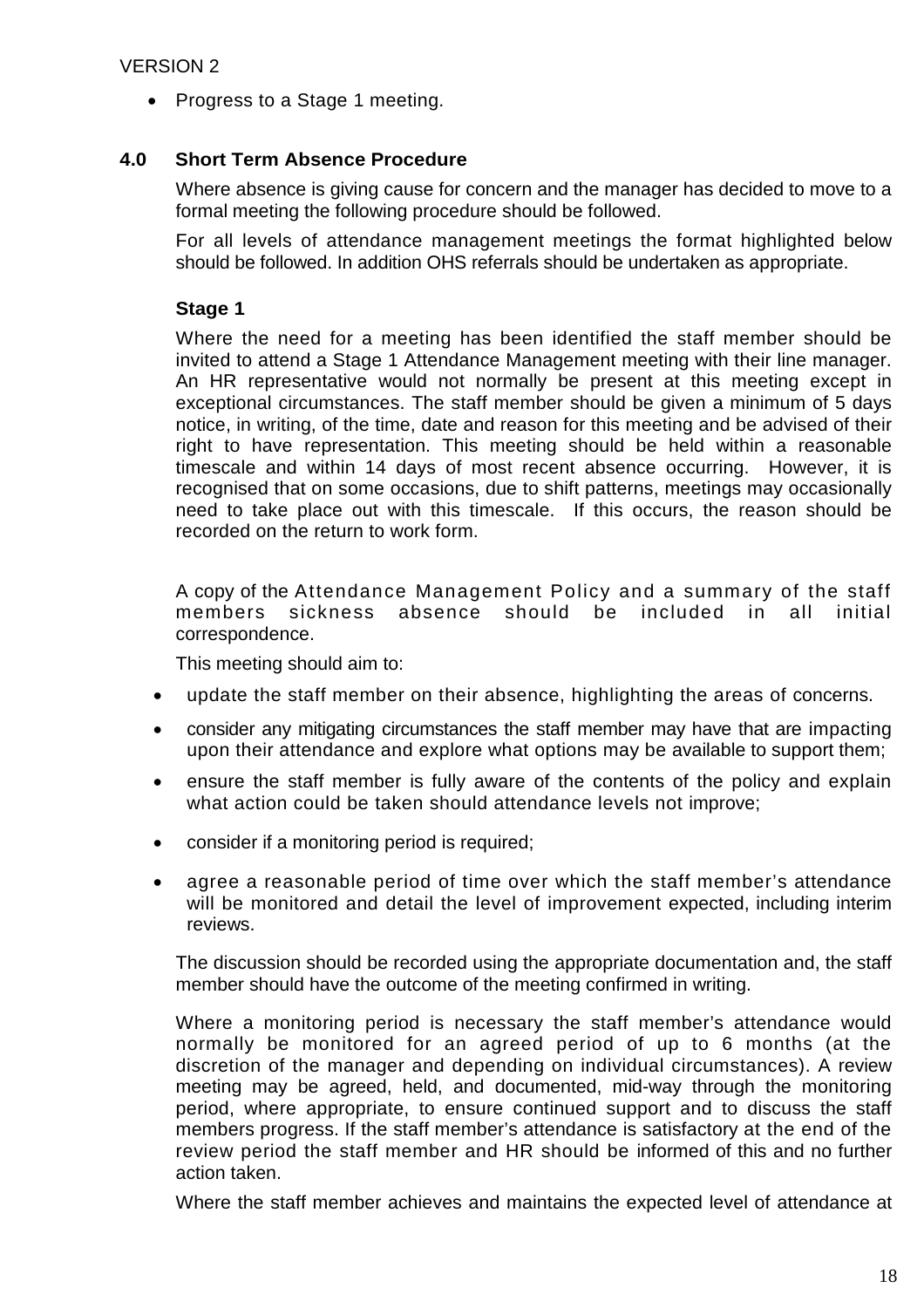- Progress to a Stage 1 meeting.

## 4.0 Short Term Absence Procedure

Where absence is giving cause for concern and the manager has decided to move to a formal meeting the following procedure should be followed.

For all levels of attendance management meetings the format highlighted below should be followed. In addition OHS referrals should be undertaken as appropriate.

### Stage 1

Where the need for a meeting has been identified the staff member should be invited to attend a Stage 1 Attendance Management meeting with their line manager. An HR representative would not normally be present at this meeting except in exceptional circumstances. The staff member should be given a minimum of 5 days notice, in writing, of the time, date and reason for this meeting and be advised of their right to have representation. This meeting should be held within a reasonable timescale and within 14 days of most recent absence occurring. However, it is recognised that on some occasions, due to shift patterns, meetings may occasionally need to take place out with this timescale. If this occurs, the reason should be recorded on the return to work form.

A copy of the Attendance Management Policy and a summary of the staff members sickness absence should be included in all initial correspondence.

This meeting should aim to:

- update the staff member on their absence, highlighting the areas of concerns.
- consider any mitigating circumstances the staff member may have that are impacting upon their attendance and explore what options may be available to support them;
- ensure the staff member is fully aware of the contents of the policy and explain what action could be taken should attendance levels not improve;
- consider if a monitoring period is required;
- agree a reasonable period of time over which the staff member's attendance will be monitored and detail the level of improvement expected, including interim reviews.

The discussion should be recorded using the appropriate documentation and, the staff member should have the outcome of the meeting confirmed in writing.

Where a monitoring period is necessary the staff member's attendance would normally be monitored for an agreed period of up to 6 months (at the discretion of the manager and depending on individual circumstances). A review meeting may be agreed, held, and documented, mid-way through the monitoring period, where appropriate, to ensure continued support and to discuss the staff members progress. If the staff member's attendance is satisfactory at the end of the review period the staff member and HR should be informed of this and no further action taken.

Where the staff member achieves and maintains the expected level of attendance at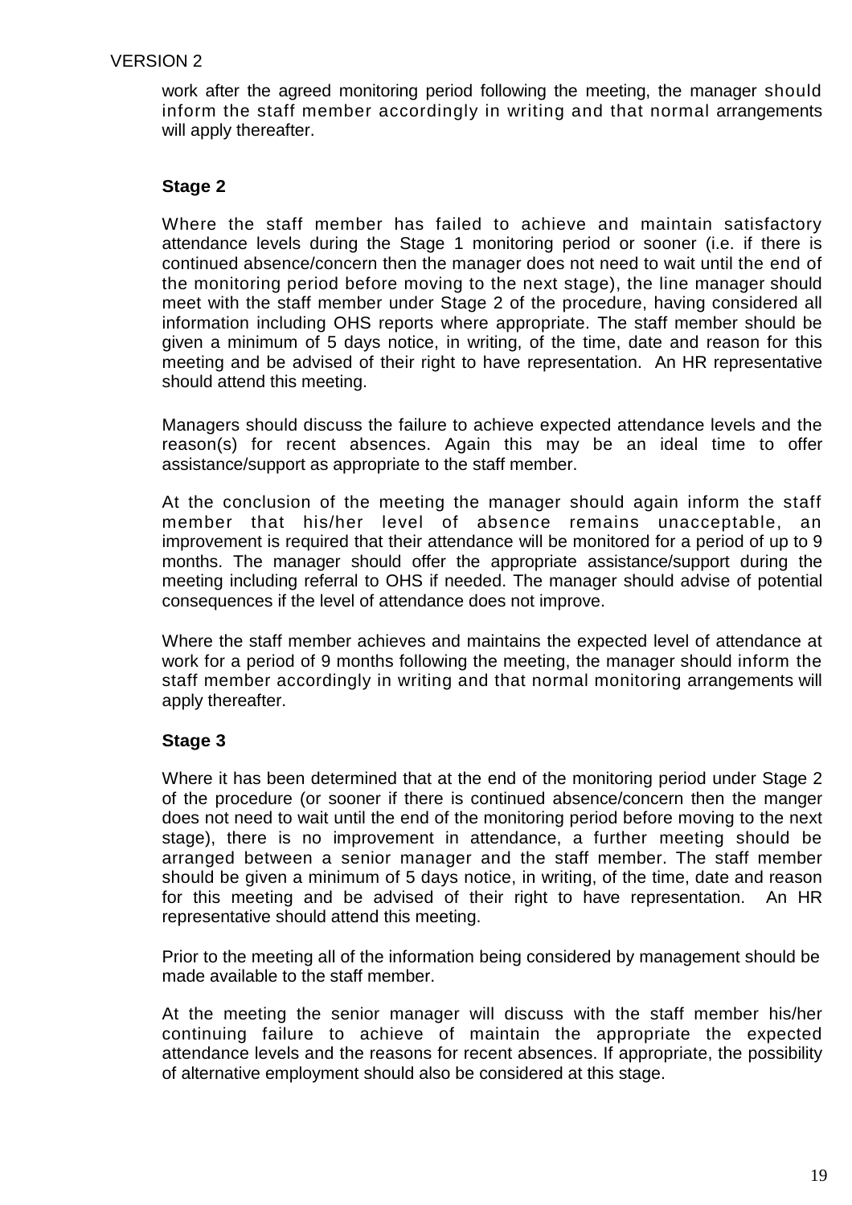work after the agreed monitoring period following the meeting, the manager should inform the staff member accordingly in writing and that normal arrangements will apply thereafter.

**Stage 2**

Where the staff member has failed to achieve and maintain satisfactory attendance levels during the Stage 1 monitoring period or sooner (i.e. if there is continued absence/concern then the manager does not need to wait until the end of the monitoring period before moving to the next stage), the line manager should meet with the staff member under Stage 2 of the procedure, having considered all information including OHS reports where appropriate. The staff member should be given a minimum of 5 days notice, in writing, of the time, date and reason for this meeting and be advised of their right to have representation. An HR representative should attend this meeting.

Managers should discuss the failure to achieve expected attendance levels and the reason(s) for recent absences. Again this may be an ideal time to offer assistance/support as appropriate to the staff member.

At the conclusion of the meeting the manager should again inform the staff member that his/her level of absence remains unacceptable, an improvement is required that their attendance will be monitored for a period of up to 9 months. The manager should offer the appropriate assistance/support during the meeting including referral to OHS if needed. The manager should advise of potential consequences if the level of attendance does not improve.

Where the staff member achieves and maintains the expected level of attendance at work for a period of 9 months following the meeting, the manager should inform the staff member accordingly in writing and that normal monitoring arrangements will apply thereafter.

**Stage 3**

Where it has been determined that at the end of the monitoring period under Stage 2 of the procedure (or sooner if there is continued absence/concern then the manger does not need to wait until the end of the monitoring period before moving to the next stage), there is no improvement in attendance, a further meeting should be arranged between a senior manager and the staff member. The staff member should be given a minimum of 5 days notice, in writing, of the time, date and reason for this meeting and be advised of their right to have representation. An HR representative should attend this meeting.

Prior to the meeting all of the information being considered by management should be made available to the staff member.

At the meeting the senior manager will discuss with the staff member his/her continuing failure to achieve of maintain the appropriate the expected attendance levels and the reasons for recent absences. If appropriate, the possibility of alternative employment should also be considered at this stage.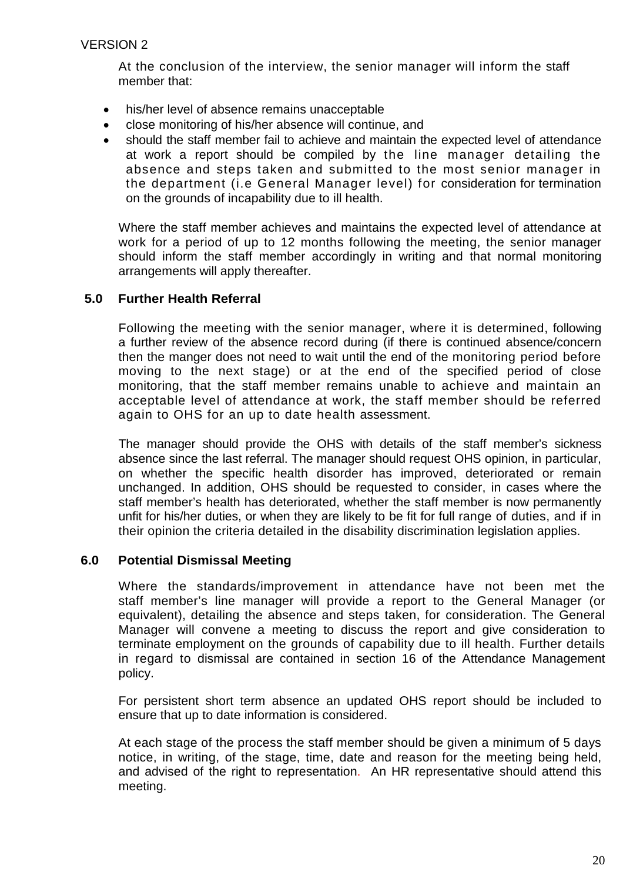VERSION 2

At the conclusion of the interview, the senior manager will inform the staff member that:

- his/her level of absence remains unacceptable
- close monitoring of his/her absence will continue, and
- should the staff member fail to achieve and maintain the expected level of attendance at work a report should be compiled by the line manager detailing the absence and steps taken and submitted to the most senior manager in the department (i.e General Manager level) for consideration for termination on the grounds of incapability due to ill health.

Where the staff member achieves and maintains the expected level of attendance at work for a period of up to 12 months following the meeting, the senior manager should inform the staff member accordingly in writing and that normal monitoring arrangements will apply thereafter.

## 5.0 Further Health Referral

Following the meeting with the senior manager, where it is determined, following a further review of the absence record during (if there is continued absence/concern then the manger does not need to wait until the end of the monitoring period before moving to the next stage) or at the end of the specified period of close monitoring, that the staff member remains unable to achieve and maintain an acceptable level of attendance at work, the staff member should be referred again to OHS for an up to date health assessment.

The manager should provide the OHS with details of the staff member's sickness absence since the last referral. The manager should request OHS opinion, in particular, on whether the specific health disorder has improved, deteriorated or remain unchanged. In addition, OHS should be requested to consider, in cases where the staff member's health has deteriorated, whether the staff member is now permanently unfit for his/her duties, or when they are likely to be fit for full range of duties, and if in their opinion the criteria detailed in the disability discrimination legislation applies.

## 6.0 Potential Dismissal Meeting

Where the standards/improvement in attendance have not been met the staff member's line manager will provide a report to the General Manager (or equivalent), detailing the absence and steps taken, for consideration. The General Manager will convene a meeting to discuss the report and give consideration to terminate employment on the grounds of capability due to ill health. Further details in regard to dismissal are contained in section 16 of the Attendance Management policy.

For persistent short term absence an updated OHS report should be included to ensure that up to date information is considered.

At each stage of the process the staff member should be given a minimum of 5 days notice, in writing, of the stage, time, date and reason for the meeting being held, and advised of the right to representation. An HR representative should attend this meeting.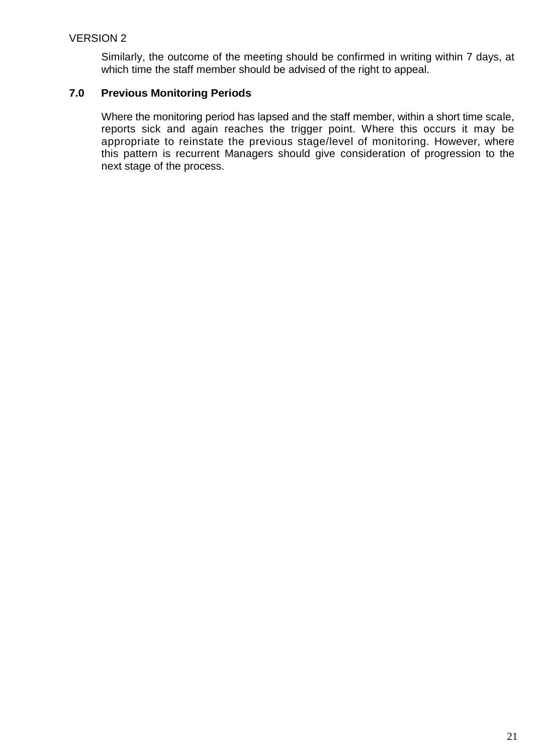Similarly, the outcome of the meeting should be confirmed in writing within 7 days, at which time the staff member should be advised of the right to appeal.

## 7.0 Previous Monitoring Periods

Where the monitoring period has lapsed and the staff member, within a short time scale, reports sick and again reaches the trigger point. Where this occurs it may be appropriate to reinstate the previous stage/level of monitoring. However, where this pattern is recurrent Managers should give consideration of progression to the next stage of the process.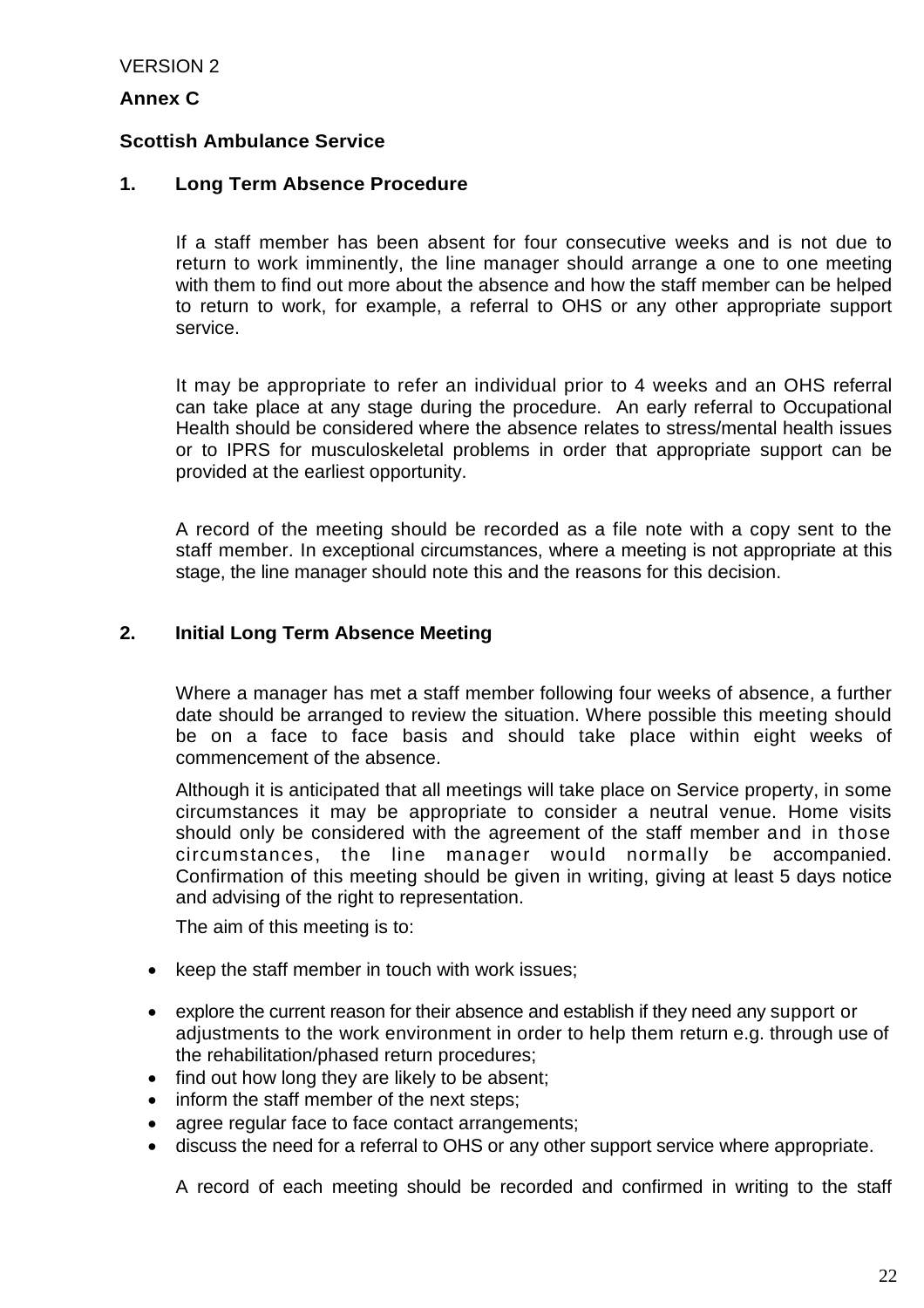VERSION 2

**Annex C**

**Scottish Ambulance Service**

## 1. Long Term Absence Procedure

If a staff member has been absent for four consecutive weeks and is not due to return to work imminently, the line manager should arrange a one to one meeting with them to find out more about the absence and how the staff member can be helped to return to work, for example, a referral to OHS or any other appropriate support service.

It may be appropriate to refer an individual prior to 4 weeks and an OHS referral can take place at any stage during the procedure. An early referral to Occupational Health should be considered where the absence relates to stress/mental health issues or to IPRS for musculoskeletal problems in order that appropriate support can be provided at the earliest opportunity.

A record of the meeting should be recorded as a file note with a copy sent to the staff member. In exceptional circumstances, where a meeting is not appropriate at this stage, the line manager should note this and the reasons for this decision.

## 2. Initial Long Term Absence Meeting

Where a manager has met a staff member following four weeks of absence, a further date should be arranged to review the situation. Where possible this meeting should be on a face to face basis and should take place within eight weeks of commencement of the absence.

Although it is anticipated that all meetings will take place on Service property, in some circumstances it may be appropriate to consider a neutral venue. Home visits should only be considered with the agreement of the staff member and in those circumstances, the line manager would normally be accompanied. Confirmation of this meeting should be given in writing, giving at least 5 days notice and advising of the right to representation.

The aim of this meeting is to:

- keep the staff member in touch with work issues;
- explore the current reason for their absence and establish if they need any support or adjustments to the work environment in order to help them return e.g. through use of the rehabilitation/phased return procedures;
- find out how long they are likely to be absent;
- inform the staff member of the next steps;
- agree regular face to face contact arrangements;
- discuss the need for a referral to OHS or any other support service where appropriate.

A record of each meeting should be recorded and confirmed in writing to the staff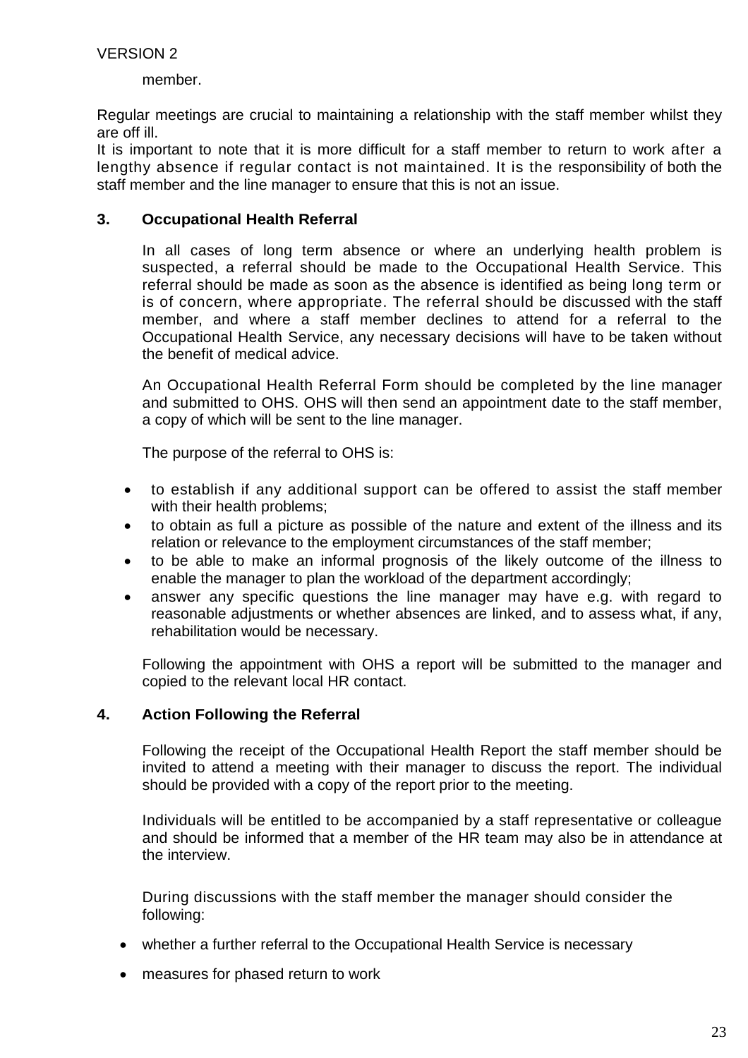member.

Regular meetings are crucial to maintaining a relationship with the staff member whilst they are off ill.
It is important to note that it is more difficult for a staff member to return to work after a lengthy absence if regular contact is not maintained. It is the responsibility of both the staff member and the line manager to ensure that this is not an issue.

### 3. Occupational Health Referral

In all cases of long term absence or where an underlying health problem is suspected, a referral should be made to the Occupational Health Service. This referral should be made as soon as the absence is identified as being long term or is of concern, where appropriate. The referral should be discussed with the staff member, and where a staff member declines to attend for a referral to the Occupational Health Service, any necessary decisions will have to be taken without the benefit of medical advice.

An Occupational Health Referral Form should be completed by the line manager and submitted to OHS. OHS will then send an appointment date to the staff member, a copy of which will be sent to the line manager.

The purpose of the referral to OHS is:

- to establish if any additional support can be offered to assist the staff member with their health problems;
- to obtain as full a picture as possible of the nature and extent of the illness and its relation or relevance to the employment circumstances of the staff member;
- to be able to make an informal prognosis of the likely outcome of the illness to enable the manager to plan the workload of the department accordingly;
- answer any specific questions the line manager may have e.g. with regard to reasonable adjustments or whether absences are linked, and to assess what, if any, rehabilitation would be necessary.

Following the appointment with OHS a report will be submitted to the manager and copied to the relevant local HR contact.

### 4. Action Following the Referral

Following the receipt of the Occupational Health Report the staff member should be invited to attend a meeting with their manager to discuss the report. The individual should be provided with a copy of the report prior to the meeting.

Individuals will be entitled to be accompanied by a staff representative or colleague and should be informed that a member of the HR team may also be in attendance at the interview.

During discussions with the staff member the manager should consider the following:

- whether a further referral to the Occupational Health Service is necessary
- measures for phased return to work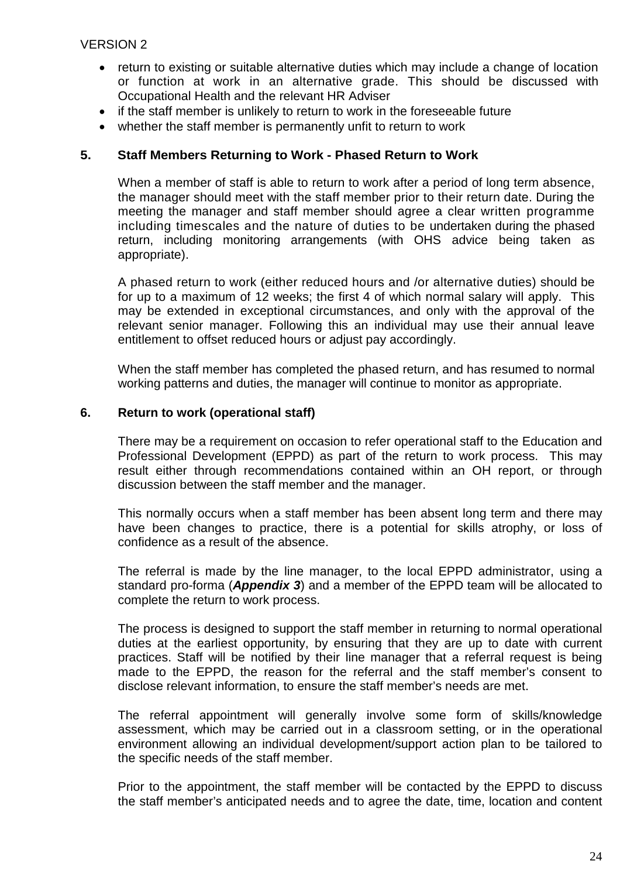- return to existing or suitable alternative duties which may include a change of location or function at work in an alternative grade. This should be discussed with Occupational Health and the relevant HR Adviser
- if the staff member is unlikely to return to work in the foreseeable future
- whether the staff member is permanently unfit to return to work

## 5. Staff Members Returning to Work - Phased Return to Work

When a member of staff is able to return to work after a period of long term absence, the manager should meet with the staff member prior to their return date. During the meeting the manager and staff member should agree a clear written programme including timescales and the nature of duties to be undertaken during the phased return, including monitoring arrangements (with OHS advice being taken as appropriate).

A phased return to work (either reduced hours and /or alternative duties) should be for up to a maximum of 12 weeks; the first 4 of which normal salary will apply. This may be extended in exceptional circumstances, and only with the approval of the relevant senior manager. Following this an individual may use their annual leave entitlement to offset reduced hours or adjust pay accordingly.

When the staff member has completed the phased return, and has resumed to normal working patterns and duties, the manager will continue to monitor as appropriate.

## 6. Return to work (operational staff)

There may be a requirement on occasion to refer operational staff to the Education and Professional Development (EPPD) as part of the return to work process. This may result either through recommendations contained within an OH report, or through discussion between the staff member and the manager.

This normally occurs when a staff member has been absent long term and there may have been changes to practice, there is a potential for skills atrophy, or loss of confidence as a result of the absence.

The referral is made by the line manager, to the local EPPD administrator, using a standard pro-forma (***Appendix 3***) and a member of the EPPD team will be allocated to complete the return to work process.

The process is designed to support the staff member in returning to normal operational duties at the earliest opportunity, by ensuring that they are up to date with current practices. Staff will be notified by their line manager that a referral request is being made to the EPPD, the reason for the referral and the staff member's consent to disclose relevant information, to ensure the staff member's needs are met.

The referral appointment will generally involve some form of skills/knowledge assessment, which may be carried out in a classroom setting, or in the operational environment allowing an individual development/support action plan to be tailored to the specific needs of the staff member.

Prior to the appointment, the staff member will be contacted by the EPPD to discuss the staff member's anticipated needs and to agree the date, time, location and content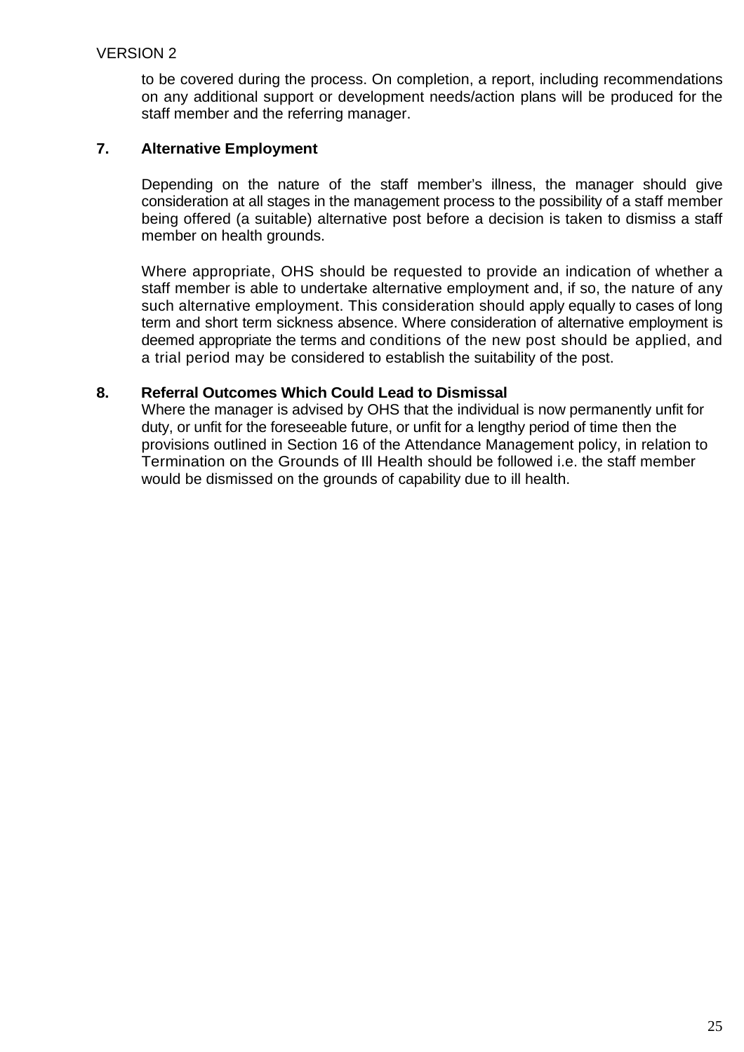to be covered during the process. On completion, a report, including recommendations on any additional support or development needs/action plans will be produced for the staff member and the referring manager.

## 7. Alternative Employment

Depending on the nature of the staff member's illness, the manager should give consideration at all stages in the management process to the possibility of a staff member being offered (a suitable) alternative post before a decision is taken to dismiss a staff member on health grounds.

Where appropriate, OHS should be requested to provide an indication of whether a staff member is able to undertake alternative employment and, if so, the nature of any such alternative employment. This consideration should apply equally to cases of long term and short term sickness absence. Where consideration of alternative employment is deemed appropriate the terms and conditions of the new post should be applied, and a trial period may be considered to establish the suitability of the post.

## 8. Referral Outcomes Which Could Lead to Dismissal

Where the manager is advised by OHS that the individual is now permanently unfit for duty, or unfit for the foreseeable future, or unfit for a lengthy period of time then the provisions outlined in Section 16 of the Attendance Management policy, in relation to Termination on the Grounds of Ill Health should be followed i.e. the staff member would be dismissed on the grounds of capability due to ill health.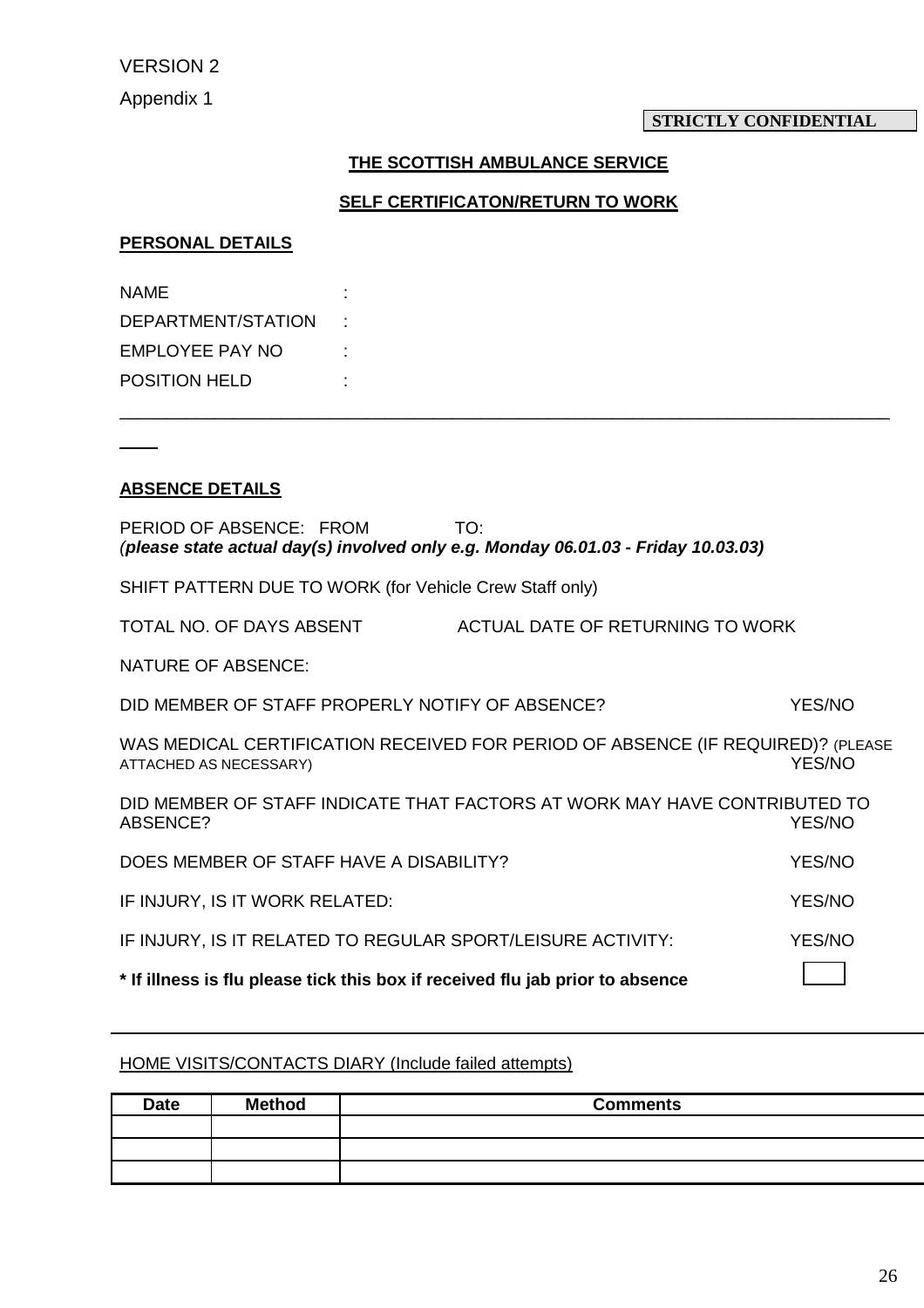VERSION 2

Appendix 1

**STRICTLY CONFIDENTIAL**

**THE SCOTTISH AMBULANCE SERVICE**

**SELF CERTIFICATON/RETURN TO WORK**

**PERSONAL DETAILS**

NAME :

DEPARTMENT/STATION :

EMPLOYEE PAY NO :

POSITION HELD :

---

**ABSENCE DETAILS**

PERIOD OF ABSENCE: FROM TO:
(***please state actual day(s) involved only e.g. Monday 06.01.03 - Friday 10.03.03)***

SHIFT PATTERN DUE TO WORK (for Vehicle Crew Staff only)

TOTAL NO. OF DAYS ABSENT ACTUAL DATE OF RETURNING TO WORK

NATURE OF ABSENCE:

DID MEMBER OF STAFF PROPERLY NOTIFY OF ABSENCE? YES/NO

WAS MEDICAL CERTIFICATION RECEIVED FOR PERIOD OF ABSENCE (IF REQUIRED)? (PLEASE ATTACHED AS NECESSARY) YES/NO

DID MEMBER OF STAFF INDICATE THAT FACTORS AT WORK MAY HAVE CONTRIBUTED TO ABSENCE? YES/NO

DOES MEMBER OF STAFF HAVE A DISABILITY? YES/NO

IF INJURY, IS IT WORK RELATED: YES/NO

IF INJURY, IS IT RELATED TO REGULAR SPORT/LEISURE ACTIVITY: YES/NO

**\* If illness is flu please tick this box if received flu jab prior to absence** ☐

---

HOME VISITS/CONTACTS DIARY (Include failed attempts)

| Date | Method | Comments |
|---|---|---|
| | | |
| | | |
| | | |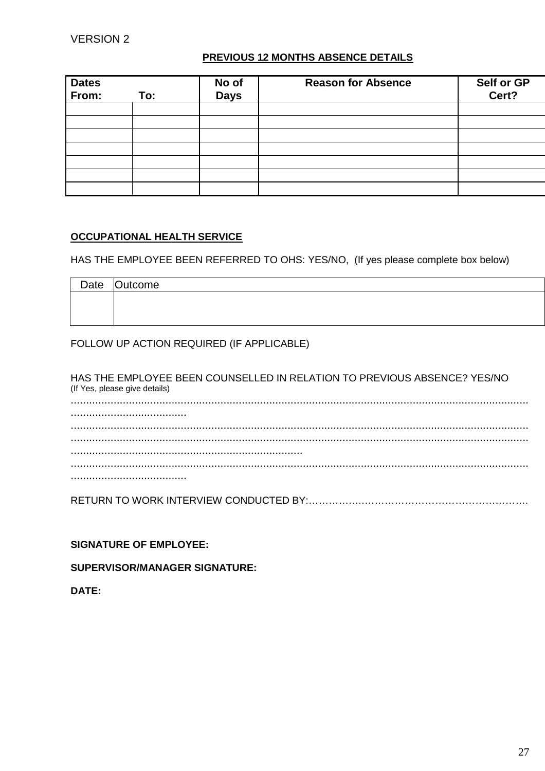VERSION 2

**PREVIOUS 12 MONTHS ABSENCE DETAILS**

| **Dates From:** | **To:** | **No of Days** | **Reason for Absence** | **Self or GP Cert?** |
|---|---|---|---|---|
| | | | | |
| | | | | |
| | | | | |
| | | | | |
| | | | | |
| | | | | |
| | | | | |

**OCCUPATIONAL HEALTH SERVICE**

HAS THE EMPLOYEE BEEN REFERRED TO OHS: YES/NO, (If yes please complete box below)

| Date | Outcome |
|---|---|
| | |

FOLLOW UP ACTION REQUIRED (IF APPLICABLE)

HAS THE EMPLOYEE BEEN COUNSELLED IN RELATION TO PREVIOUS ABSENCE? YES/NO
(If Yes, please give details)

..................................................................................................................................................................................................

..................................................................................................................................................................................................................................................................................

..................................................................................................................................................................................................

RETURN TO WORK INTERVIEW CONDUCTED BY:…………………………………………………………

**SIGNATURE OF EMPLOYEE:**

**SUPERVISOR/MANAGER SIGNATURE:**

**DATE:**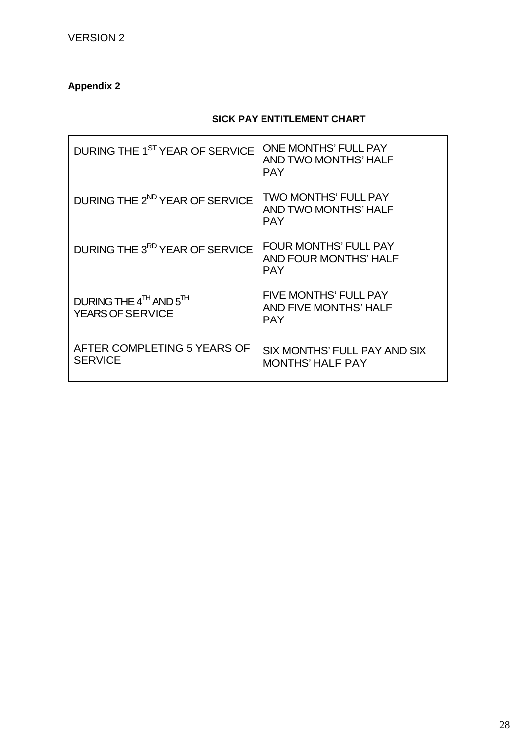VERSION 2

**Appendix 2**

**SICK PAY ENTITLEMENT CHART**

| | |
|---|---|
| DURING THE 1ST YEAR OF SERVICE | ONE MONTHS' FULL PAY AND TWO MONTHS' HALF PAY |
| DURING THE 2ND YEAR OF SERVICE | TWO MONTHS' FULL PAY AND TWO MONTHS' HALF PAY |
| DURING THE 3RD YEAR OF SERVICE | FOUR MONTHS' FULL PAY AND FOUR MONTHS' HALF PAY |
| DURING THE 4TH AND 5TH YEARS OF SERVICE | FIVE MONTHS' FULL PAY AND FIVE MONTHS' HALF PAY |
| AFTER COMPLETING 5 YEARS OF SERVICE | SIX MONTHS' FULL PAY AND SIX MONTHS' HALF PAY |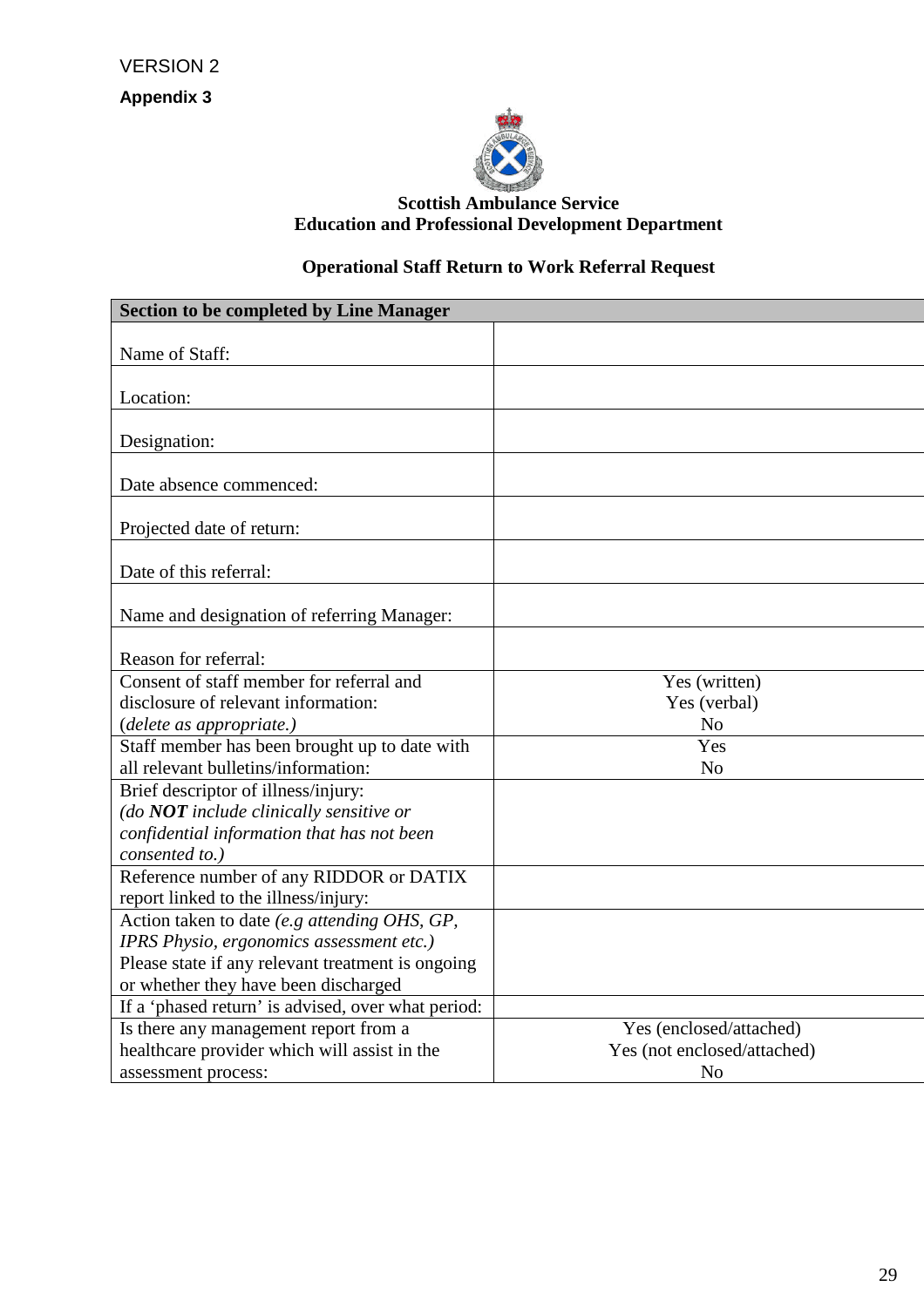VERSION 2

**Appendix 3**

**Scottish Ambulance Service**
**Education and Professional Development Department**

**Operational Staff Return to Work Referral Request**

| **Section to be completed by Line Manager** | |
|---|---|
| Name of Staff: | |
| Location: | |
| Designation: | |
| Date absence commenced: | |
| Projected date of return: | |
| Date of this referral: | |
| Name and designation of referring Manager: | |
| Reason for referral: | |
| Consent of staff member for referral and disclosure of relevant information: *(delete as appropriate.)* | Yes (written)<br>Yes (verbal)<br>No |
| Staff member has been brought up to date with all relevant bulletins/information: | Yes<br>No |
| Brief descriptor of illness/injury: *(do **NOT** include clinically sensitive or confidential information that has not been consented to.)* | |
| Reference number of any RIDDOR or DATIX report linked to the illness/injury: | |
| Action taken to date *(e.g attending OHS, GP, IPRS Physio, ergonomics assessment etc.)* Please state if any relevant treatment is ongoing or whether they have been discharged | |
| If a 'phased return' is advised, over what period: | |
| Is there any management report from a healthcare provider which will assist in the assessment process: | Yes (enclosed/attached)<br>Yes (not enclosed/attached)<br>No |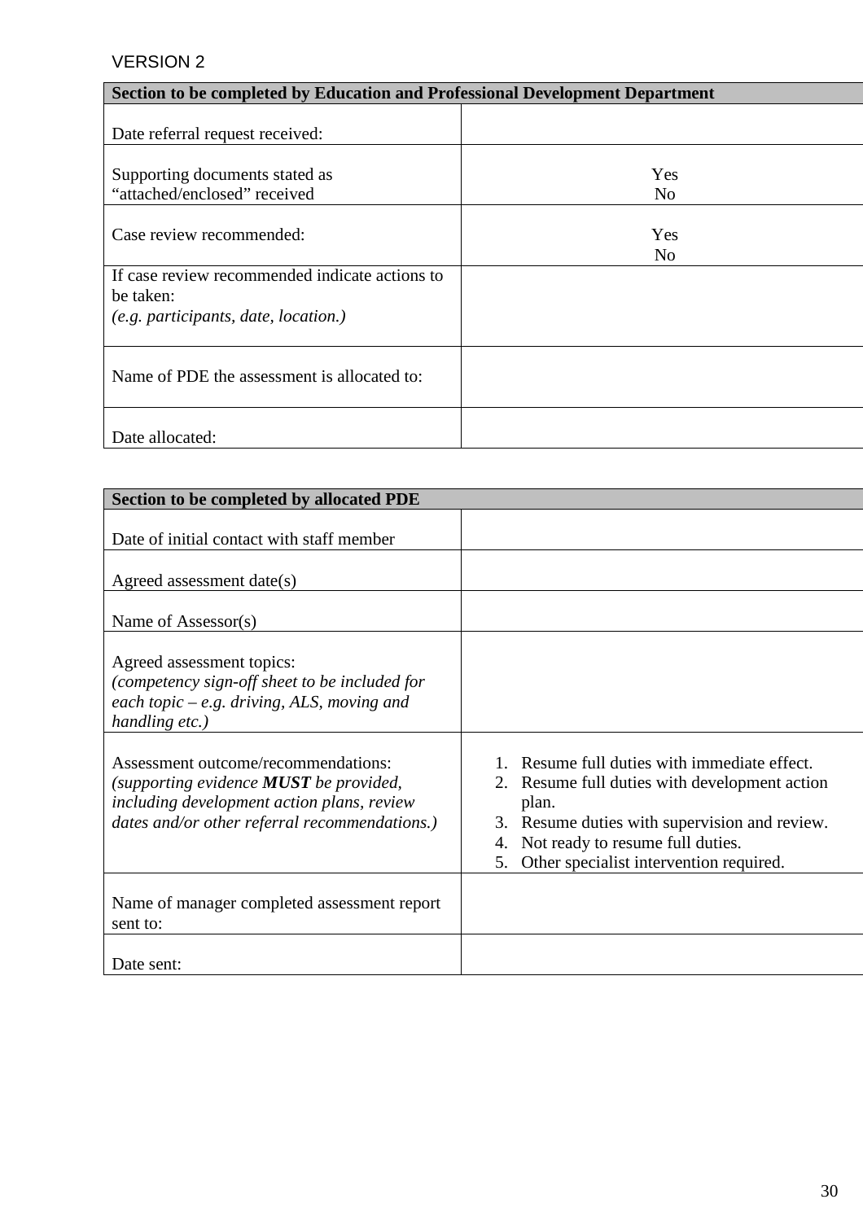VERSION 2

| Section to be completed by Education and Professional Development Department | |
|---|---|
| Date referral request received: | |
| Supporting documents stated as “attached/enclosed” received | Yes<br>No |
| Case review recommended: | Yes<br>No |
| If case review recommended indicate actions to be taken:<br>*(e.g. participants, date, location.)* | |
| Name of PDE the assessment is allocated to: | |
| Date allocated: | |

| Section to be completed by allocated PDE | |
|---|---|
| Date of initial contact with staff member | |
| Agreed assessment date(s) | |
| Name of Assessor(s) | |
| Agreed assessment topics:<br>*(competency sign-off sheet to be included for each topic – e.g. driving, ALS, moving and handling etc.)* | |
| Assessment outcome/recommendations:<br>*(supporting evidence **MUST** be provided, including development action plans, review dates and/or other referral recommendations.)* | 1. Resume full duties with immediate effect.<br>2. Resume full duties with development action plan.<br>3. Resume duties with supervision and review.<br>4. Not ready to resume full duties.<br>5. Other specialist intervention required. |
| Name of manager completed assessment report sent to: | |
| Date sent: | |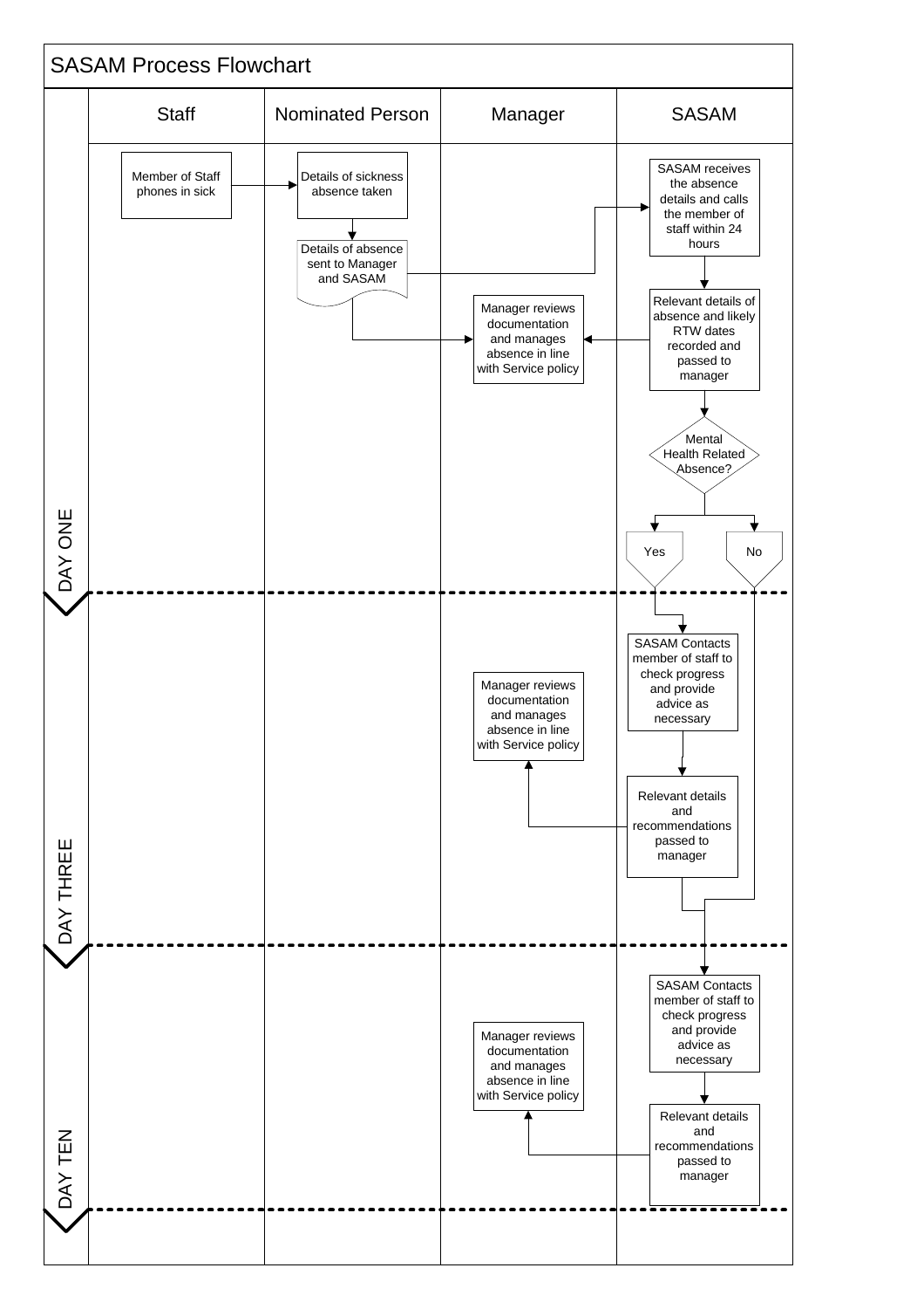# SASAM Process Flowchart

Staff

Nominated Person

Manager

SASAM

DAY ONE

Member of Staff phones in sick

Details of sickness absence taken

Details of absence sent to Manager and SASAM

SASAM receives the absence details and calls the member of staff within 24 hours

Relevant details of absence and likely RTW dates recorded and passed to manager

Manager reviews documentation and manages absence in line with Service policy

Mental Health Related Absence?

Yes

No

DAY THREE

SASAM Contacts member of staff to check progress and provide advice as necessary

Relevant details and recommendations passed to manager

Manager reviews documentation and manages absence in line with Service policy

DAY TEN

SASAM Contacts member of staff to check progress and provide advice as necessary

Relevant details and recommendations passed to manager

Manager reviews documentation and manages absence in line with Service policy